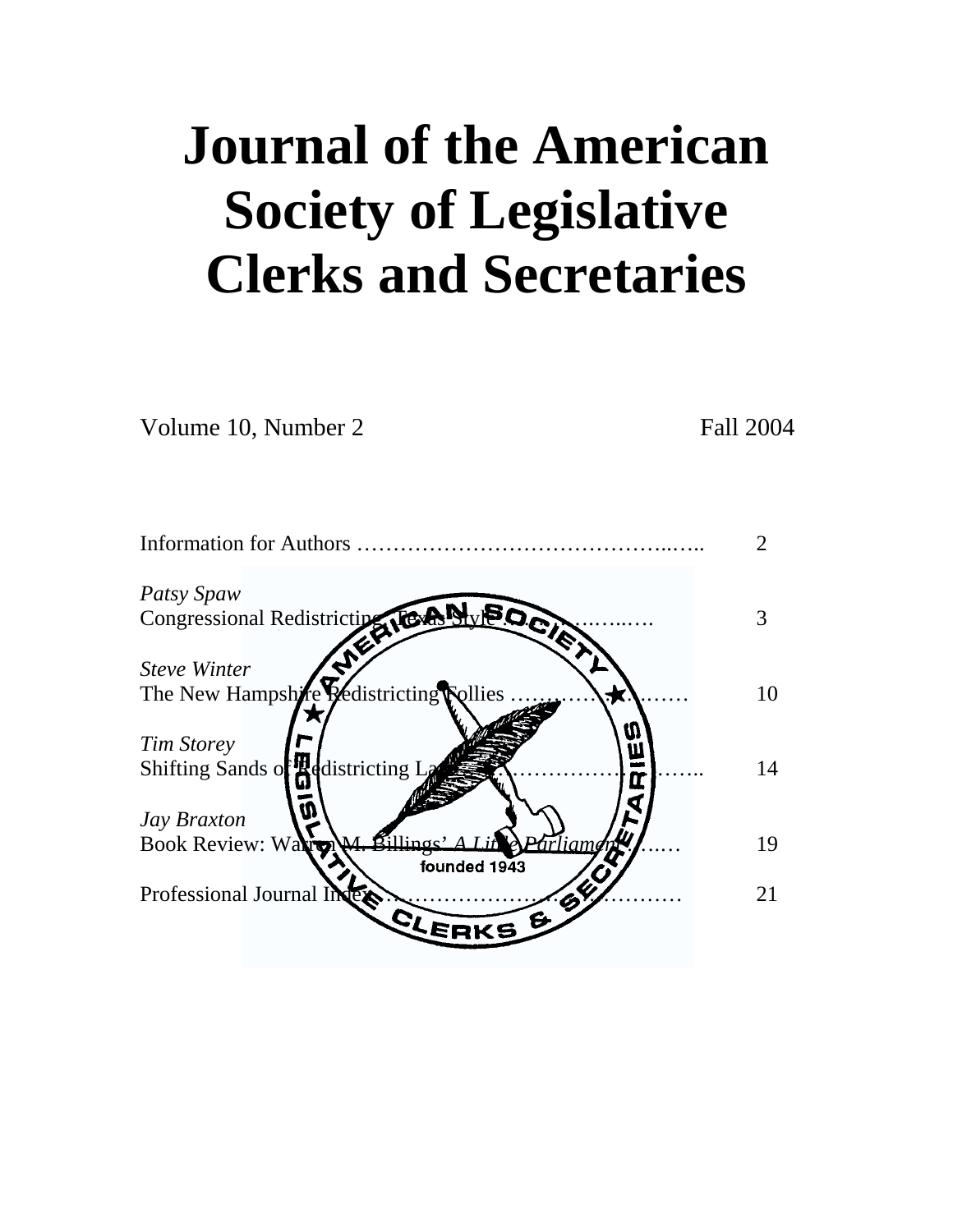# Journal of the American Society of Legislative Clerks and Secretaries

Volume 10, Number 2 Fall 2004

Information for Authors …………………………………….….. 2

*Patsy Spaw*
Congressional Redistricting, Texas Style ……………..….. 3

*Steve Winter*
The New Hampshire Redistricting Follies …………………… 10

*Tim Storey*
Shifting Sands of Redistricting Law ……………………………. 14

*Jay Braxton*
Book Review: Warren M. Billings' *A Little Parliament* ….… 19

Professional Journal Index ………………………………………… 21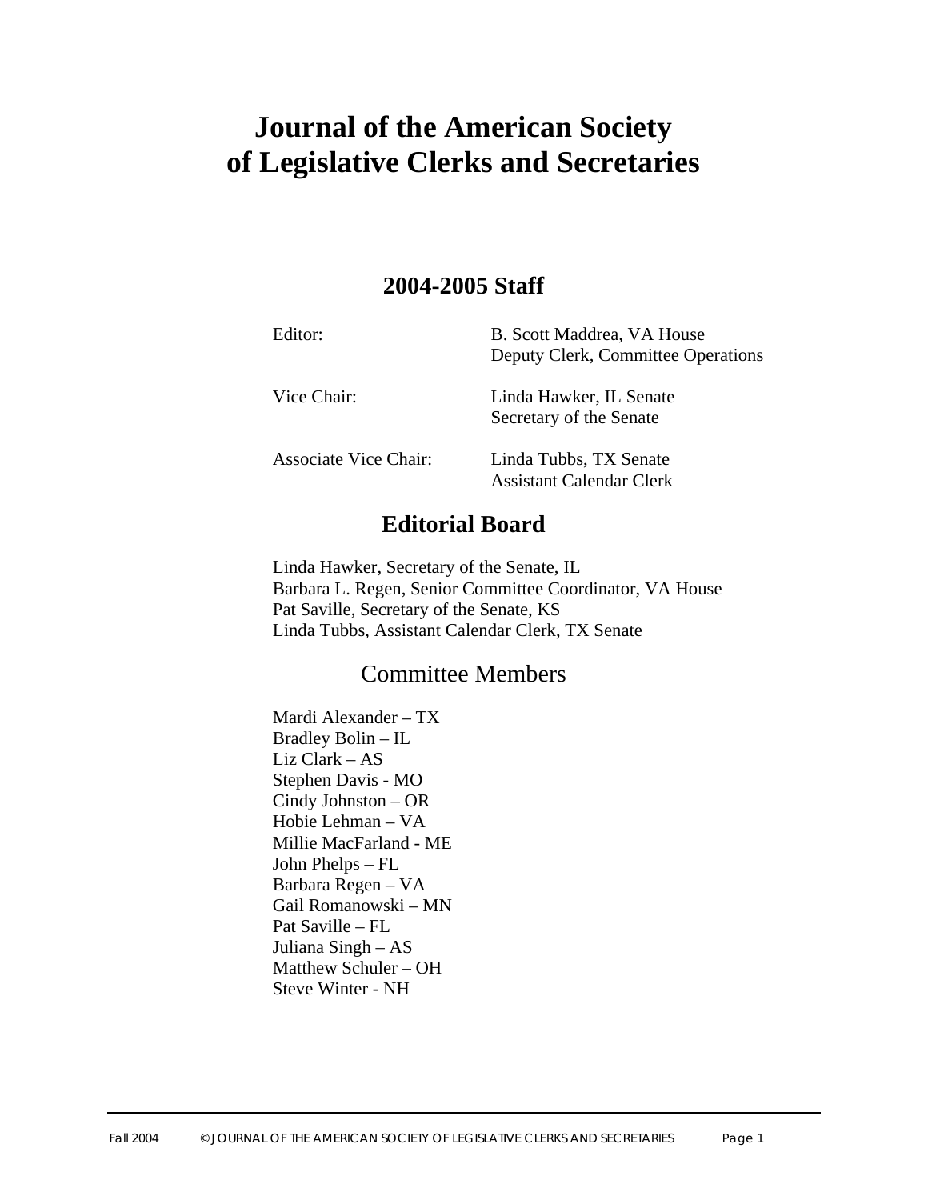# Journal of the American Society of Legislative Clerks and Secretaries

## 2004-2005 Staff

| | |
|---|---|
| Editor: | B. Scott Maddrea, VA House<br>Deputy Clerk, Committee Operations |
| Vice Chair: | Linda Hawker, IL Senate<br>Secretary of the Senate |
| Associate Vice Chair: | Linda Tubbs, TX Senate<br>Assistant Calendar Clerk |

## Editorial Board

Linda Hawker, Secretary of the Senate, IL
Barbara L. Regen, Senior Committee Coordinator, VA House
Pat Saville, Secretary of the Senate, KS
Linda Tubbs, Assistant Calendar Clerk, TX Senate

### Committee Members

Mardi Alexander – TX
Bradley Bolin – IL
Liz Clark – AS
Stephen Davis - MO
Cindy Johnston – OR
Hobie Lehman – VA
Millie MacFarland - ME
John Phelps – FL
Barbara Regen – VA
Gail Romanowski – MN
Pat Saville – FL
Juliana Singh – AS
Matthew Schuler – OH
Steve Winter - NH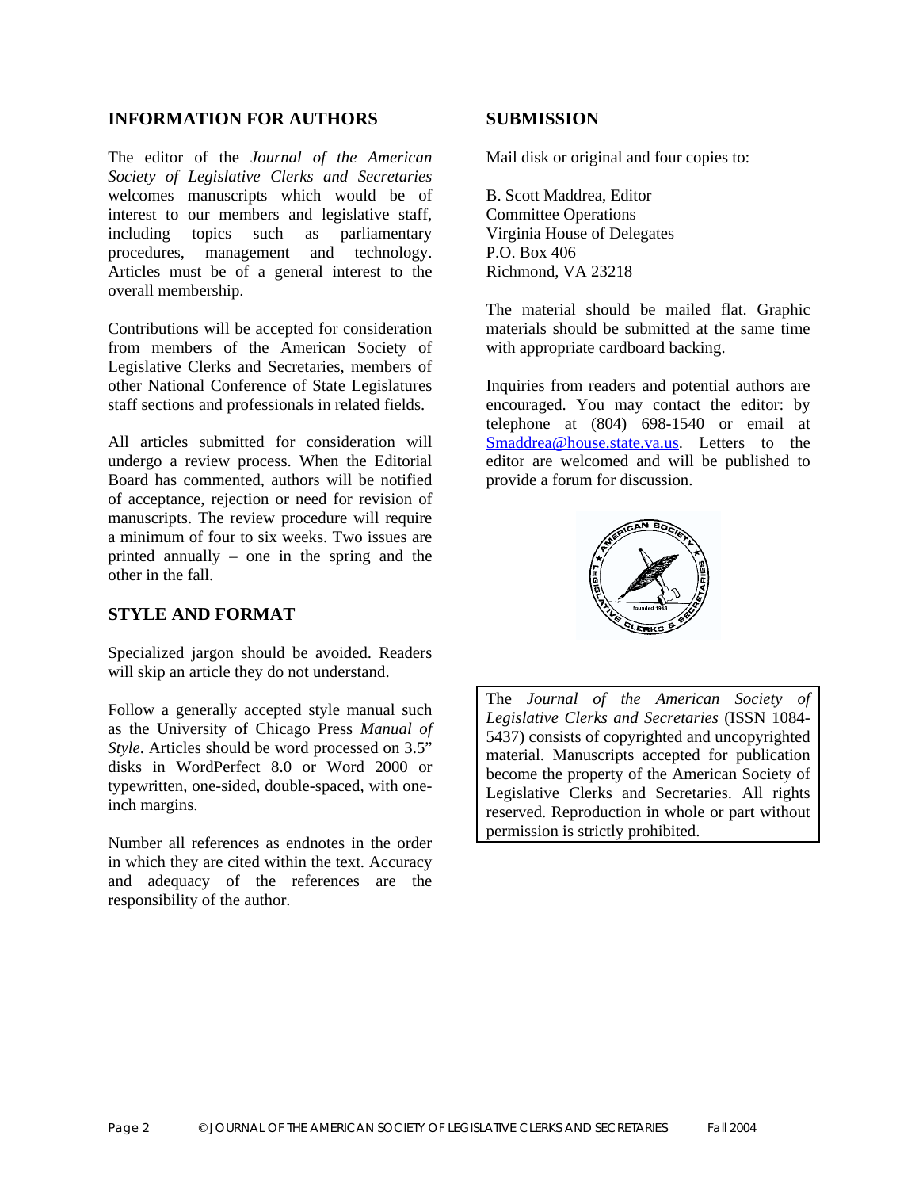## INFORMATION FOR AUTHORS

The editor of the *Journal of the American Society of Legislative Clerks and Secretaries* welcomes manuscripts which would be of interest to our members and legislative staff, including topics such as parliamentary procedures, management and technology. Articles must be of a general interest to the overall membership.

Contributions will be accepted for consideration from members of the American Society of Legislative Clerks and Secretaries, members of other National Conference of State Legislatures staff sections and professionals in related fields.

All articles submitted for consideration will undergo a review process. When the Editorial Board has commented, authors will be notified of acceptance, rejection or need for revision of manuscripts. The review procedure will require a minimum of four to six weeks. Two issues are printed annually – one in the spring and the other in the fall.

## STYLE AND FORMAT

Specialized jargon should be avoided. Readers will skip an article they do not understand.

Follow a generally accepted style manual such as the University of Chicago Press *Manual of Style*. Articles should be word processed on 3.5" disks in WordPerfect 8.0 or Word 2000 or typewritten, one-sided, double-spaced, with one-inch margins.

Number all references as endnotes in the order in which they are cited within the text. Accuracy and adequacy of the references are the responsibility of the author.

## SUBMISSION

Mail disk or original and four copies to:

B. Scott Maddrea, Editor
Committee Operations
Virginia House of Delegates
P.O. Box 406
Richmond, VA 23218

The material should be mailed flat. Graphic materials should be submitted at the same time with appropriate cardboard backing.

Inquiries from readers and potential authors are encouraged. You may contact the editor: by telephone at (804) 698-1540 or email at Smaddrea@house.state.va.us. Letters to the editor are welcomed and will be published to provide a forum for discussion.

The *Journal of the American Society of Legislative Clerks and Secretaries* (ISSN 1084-5437) consists of copyrighted and uncopyrighted material. Manuscripts accepted for publication become the property of the American Society of Legislative Clerks and Secretaries. All rights reserved. Reproduction in whole or part without permission is strictly prohibited.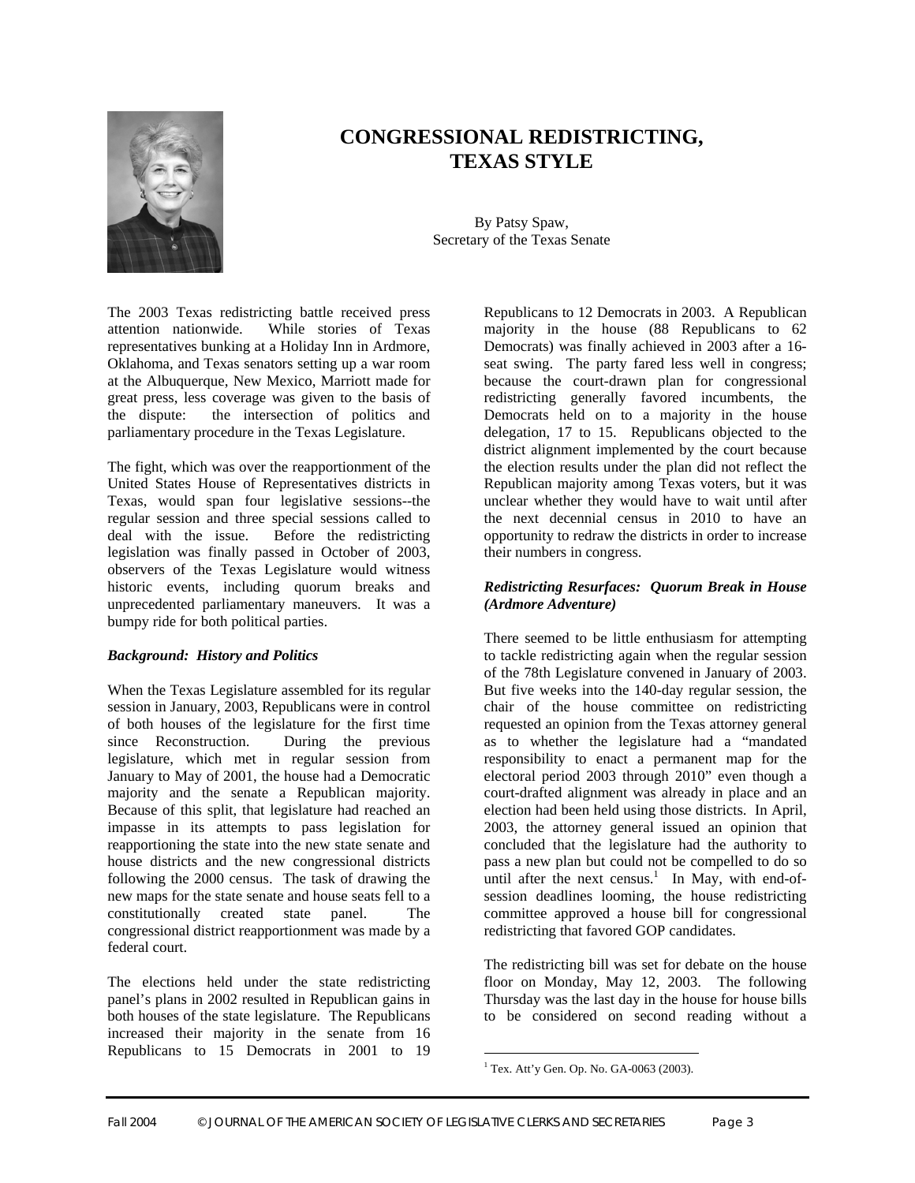# CONGRESSIONAL REDISTRICTING, TEXAS STYLE

By Patsy Spaw,
Secretary of the Texas Senate

The 2003 Texas redistricting battle received press attention nationwide. While stories of Texas representatives bunking at a Holiday Inn in Ardmore, Oklahoma, and Texas senators setting up a war room at the Albuquerque, New Mexico, Marriott made for great press, less coverage was given to the basis of the dispute: the intersection of politics and parliamentary procedure in the Texas Legislature.

The fight, which was over the reapportionment of the United States House of Representatives districts in Texas, would span four legislative sessions--the regular session and three special sessions called to deal with the issue. Before the redistricting legislation was finally passed in October of 2003, observers of the Texas Legislature would witness historic events, including quorum breaks and unprecedented parliamentary maneuvers. It was a bumpy ride for both political parties.

### *Background: History and Politics*

When the Texas Legislature assembled for its regular session in January, 2003, Republicans were in control of both houses of the legislature for the first time since Reconstruction. During the previous legislature, which met in regular session from January to May of 2001, the house had a Democratic majority and the senate a Republican majority. Because of this split, that legislature had reached an impasse in its attempts to pass legislation for reapportioning the state into the new state senate and house districts and the new congressional districts following the 2000 census. The task of drawing the new maps for the state senate and house seats fell to a constitutionally created state panel. The congressional district reapportionment was made by a federal court.

The elections held under the state redistricting panel's plans in 2002 resulted in Republican gains in both houses of the state legislature. The Republicans increased their majority in the senate from 16 Republicans to 15 Democrats in 2001 to 19 Republicans to 12 Democrats in 2003. A Republican majority in the house (88 Republicans to 62 Democrats) was finally achieved in 2003 after a 16-seat swing. The party fared less well in congress; because the court-drawn plan for congressional redistricting generally favored incumbents, the Democrats held on to a majority in the house delegation, 17 to 15. Republicans objected to the district alignment implemented by the court because the election results under the plan did not reflect the Republican majority among Texas voters, but it was unclear whether they would have to wait until after the next decennial census in 2010 to have an opportunity to redraw the districts in order to increase their numbers in congress.

### *Redistricting Resurfaces: Quorum Break in House (Ardmore Adventure)*

There seemed to be little enthusiasm for attempting to tackle redistricting again when the regular session of the 78th Legislature convened in January of 2003. But five weeks into the 140-day regular session, the chair of the house committee on redistricting requested an opinion from the Texas attorney general as to whether the legislature had a "mandated responsibility to enact a permanent map for the electoral period 2003 through 2010" even though a court-drafted alignment was already in place and an election had been held using those districts. In April, 2003, the attorney general issued an opinion that concluded that the legislature had the authority to pass a new plan but could not be compelled to do so until after the next census.[1] In May, with end-of-session deadlines looming, the house redistricting committee approved a house bill for congressional redistricting that favored GOP candidates.

The redistricting bill was set for debate on the house floor on Monday, May 12, 2003. The following Thursday was the last day in the house for house bills to be considered on second reading without a

[1] Tex. Att'y Gen. Op. No. GA-0063 (2003).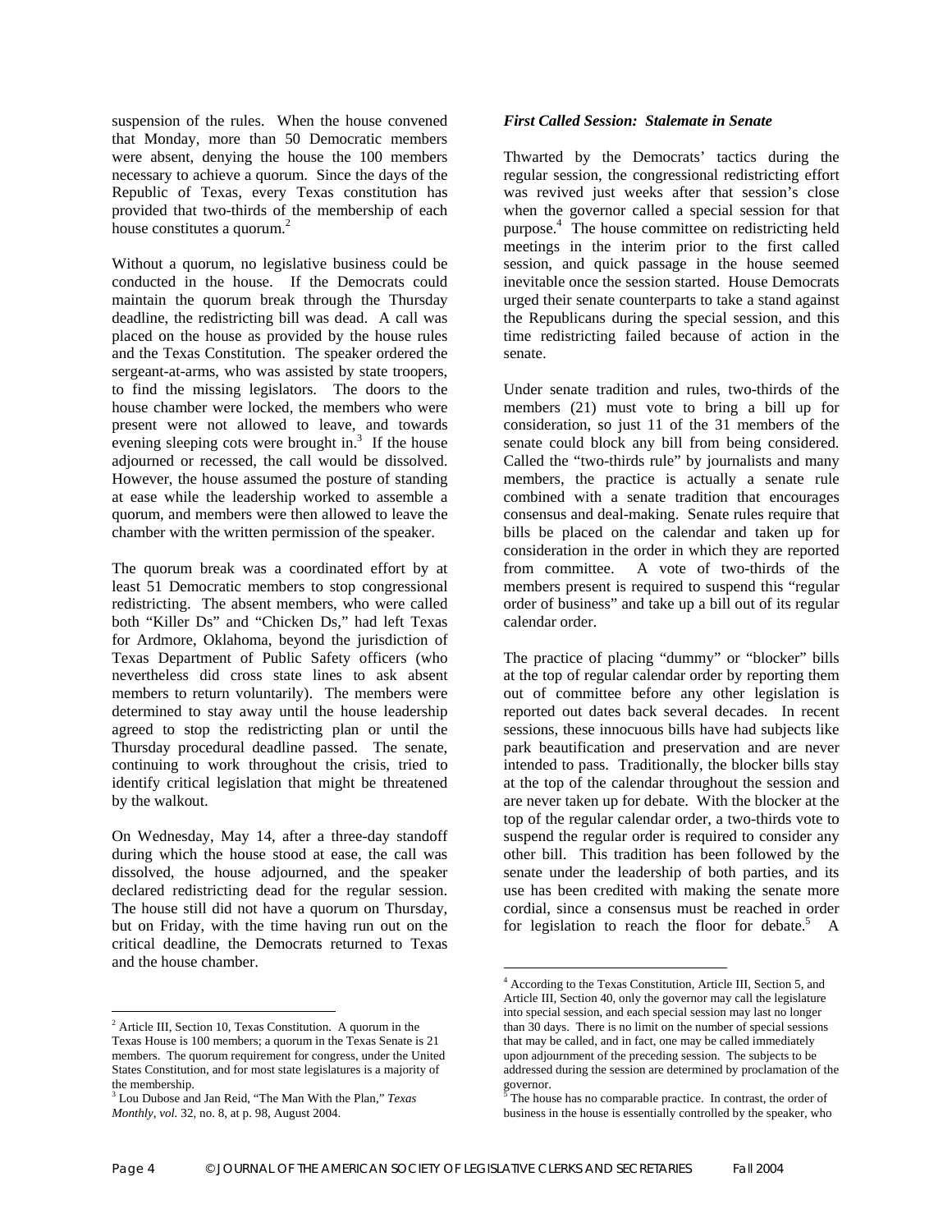suspension of the rules. When the house convened that Monday, more than 50 Democratic members were absent, denying the house the 100 members necessary to achieve a quorum. Since the days of the Republic of Texas, every Texas constitution has provided that two-thirds of the membership of each house constitutes a quorum.[2]

Without a quorum, no legislative business could be conducted in the house. If the Democrats could maintain the quorum break through the Thursday deadline, the redistricting bill was dead. A call was placed on the house as provided by the house rules and the Texas Constitution. The speaker ordered the sergeant-at-arms, who was assisted by state troopers, to find the missing legislators. The doors to the house chamber were locked, the members who were present were not allowed to leave, and towards evening sleeping cots were brought in.[3] If the house adjourned or recessed, the call would be dissolved. However, the house assumed the posture of standing at ease while the leadership worked to assemble a quorum, and members were then allowed to leave the chamber with the written permission of the speaker.

The quorum break was a coordinated effort by at least 51 Democratic members to stop congressional redistricting. The absent members, who were called both "Killer Ds" and "Chicken Ds," had left Texas for Ardmore, Oklahoma, beyond the jurisdiction of Texas Department of Public Safety officers (who nevertheless did cross state lines to ask absent members to return voluntarily). The members were determined to stay away until the house leadership agreed to stop the redistricting plan or until the Thursday procedural deadline passed. The senate, continuing to work throughout the crisis, tried to identify critical legislation that might be threatened by the walkout.

On Wednesday, May 14, after a three-day standoff during which the house stood at ease, the call was dissolved, the house adjourned, and the speaker declared redistricting dead for the regular session. The house still did not have a quorum on Thursday, but on Friday, with the time having run out on the critical deadline, the Democrats returned to Texas and the house chamber.

### *First Called Session: Stalemate in Senate*

Thwarted by the Democrats' tactics during the regular session, the congressional redistricting effort was revived just weeks after that session's close when the governor called a special session for that purpose.[4] The house committee on redistricting held meetings in the interim prior to the first called session, and quick passage in the house seemed inevitable once the session started. House Democrats urged their senate counterparts to take a stand against the Republicans during the special session, and this time redistricting failed because of action in the senate.

Under senate tradition and rules, two-thirds of the members (21) must vote to bring a bill up for consideration, so just 11 of the 31 members of the senate could block any bill from being considered. Called the "two-thirds rule" by journalists and many members, the practice is actually a senate rule combined with a senate tradition that encourages consensus and deal-making. Senate rules require that bills be placed on the calendar and taken up for consideration in the order in which they are reported from committee. A vote of two-thirds of the members present is required to suspend this "regular order of business" and take up a bill out of its regular calendar order.

The practice of placing "dummy" or "blocker" bills at the top of regular calendar order by reporting them out of committee before any other legislation is reported out dates back several decades. In recent sessions, these innocuous bills have had subjects like park beautification and preservation and are never intended to pass. Traditionally, the blocker bills stay at the top of the calendar throughout the session and are never taken up for debate. With the blocker at the top of the regular calendar order, a two-thirds vote to suspend the regular order is required to consider any other bill. This tradition has been followed by the senate under the leadership of both parties, and its use has been credited with making the senate more cordial, since a consensus must be reached in order for legislation to reach the floor for debate.[5] A

---

[2] Article III, Section 10, Texas Constitution. A quorum in the Texas House is 100 members; a quorum in the Texas Senate is 21 members. The quorum requirement for congress, under the United States Constitution, and for most state legislatures is a majority of the membership.

[3] Lou Dubose and Jan Reid, "The Man With the Plan," *Texas Monthly, vol.* 32, no. 8, at p. 98, August 2004.

[4] According to the Texas Constitution, Article III, Section 5, and Article III, Section 40, only the governor may call the legislature into special session, and each special session may last no longer than 30 days. There is no limit on the number of special sessions that may be called, and in fact, one may be called immediately upon adjournment of the preceding session. The subjects to be addressed during the session are determined by proclamation of the governor.

[5] The house has no comparable practice. In contrast, the order of business in the house is essentially controlled by the speaker, who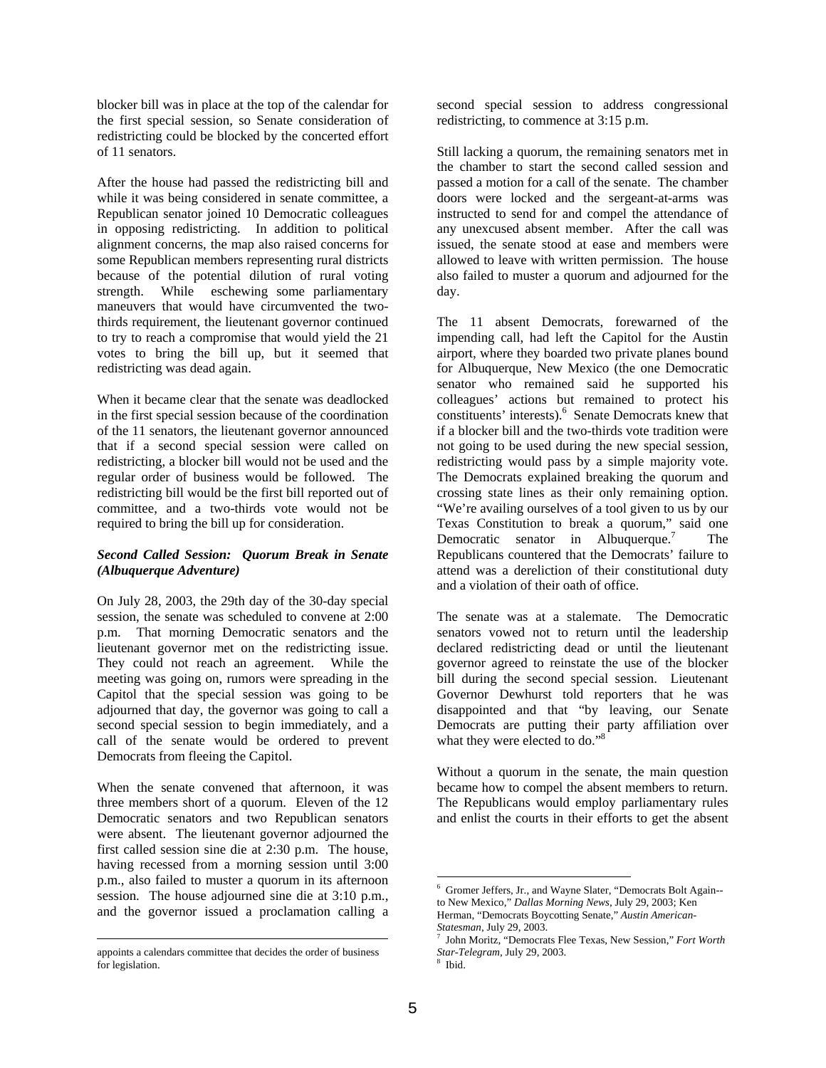blocker bill was in place at the top of the calendar for the first special session, so Senate consideration of redistricting could be blocked by the concerted effort of 11 senators.

After the house had passed the redistricting bill and while it was being considered in senate committee, a Republican senator joined 10 Democratic colleagues in opposing redistricting. In addition to political alignment concerns, the map also raised concerns for some Republican members representing rural districts because of the potential dilution of rural voting strength. While eschewing some parliamentary maneuvers that would have circumvented the two-thirds requirement, the lieutenant governor continued to try to reach a compromise that would yield the 21 votes to bring the bill up, but it seemed that redistricting was dead again.

When it became clear that the senate was deadlocked in the first special session because of the coordination of the 11 senators, the lieutenant governor announced that if a second special session were called on redistricting, a blocker bill would not be used and the regular order of business would be followed. The redistricting bill would be the first bill reported out of committee, and a two-thirds vote would not be required to bring the bill up for consideration.

### *Second Called Session: Quorum Break in Senate (Albuquerque Adventure)*

On July 28, 2003, the 29th day of the 30-day special session, the senate was scheduled to convene at 2:00 p.m. That morning Democratic senators and the lieutenant governor met on the redistricting issue. They could not reach an agreement. While the meeting was going on, rumors were spreading in the Capitol that the special session was going to be adjourned that day, the governor was going to call a second special session to begin immediately, and a call of the senate would be ordered to prevent Democrats from fleeing the Capitol.

When the senate convened that afternoon, it was three members short of a quorum. Eleven of the 12 Democratic senators and two Republican senators were absent. The lieutenant governor adjourned the first called session sine die at 2:30 p.m. The house, having recessed from a morning session until 3:00 p.m., also failed to muster a quorum in its afternoon session. The house adjourned sine die at 3:10 p.m., and the governor issued a proclamation calling a second special session to address congressional redistricting, to commence at 3:15 p.m.

Still lacking a quorum, the remaining senators met in the chamber to start the second called session and passed a motion for a call of the senate. The chamber doors were locked and the sergeant-at-arms was instructed to send for and compel the attendance of any unexcused absent member. After the call was issued, the senate stood at ease and members were allowed to leave with written permission. The house also failed to muster a quorum and adjourned for the day.

The 11 absent Democrats, forewarned of the impending call, had left the Capitol for the Austin airport, where they boarded two private planes bound for Albuquerque, New Mexico (the one Democratic senator who remained said he supported his colleagues' actions but remained to protect his constituents' interests).[6] Senate Democrats knew that if a blocker bill and the two-thirds vote tradition were not going to be used during the new special session, redistricting would pass by a simple majority vote. The Democrats explained breaking the quorum and crossing state lines as their only remaining option. "We're availing ourselves of a tool given to us by our Texas Constitution to break a quorum," said one Democratic senator in Albuquerque.[7] The Republicans countered that the Democrats' failure to attend was a dereliction of their constitutional duty and a violation of their oath of office.

The senate was at a stalemate. The Democratic senators vowed not to return until the leadership declared redistricting dead or until the lieutenant governor agreed to reinstate the use of the blocker bill during the second special session. Lieutenant Governor Dewhurst told reporters that he was disappointed and that "by leaving, our Senate Democrats are putting their party affiliation over what they were elected to do."[8]

Without a quorum in the senate, the main question became how to compel the absent members to return. The Republicans would employ parliamentary rules and enlist the courts in their efforts to get the absent

---

appoints a calendars committee that decides the order of business for legislation.

[6] Gromer Jeffers, Jr., and Wayne Slater, "Democrats Bolt Again--to New Mexico," *Dallas Morning News*, July 29, 2003; Ken Herman, "Democrats Boycotting Senate," *Austin American-Statesman*, July 29, 2003.

[7] John Moritz, "Democrats Flee Texas, New Session," *Fort Worth Star-Telegram*, July 29, 2003.

[8] Ibid.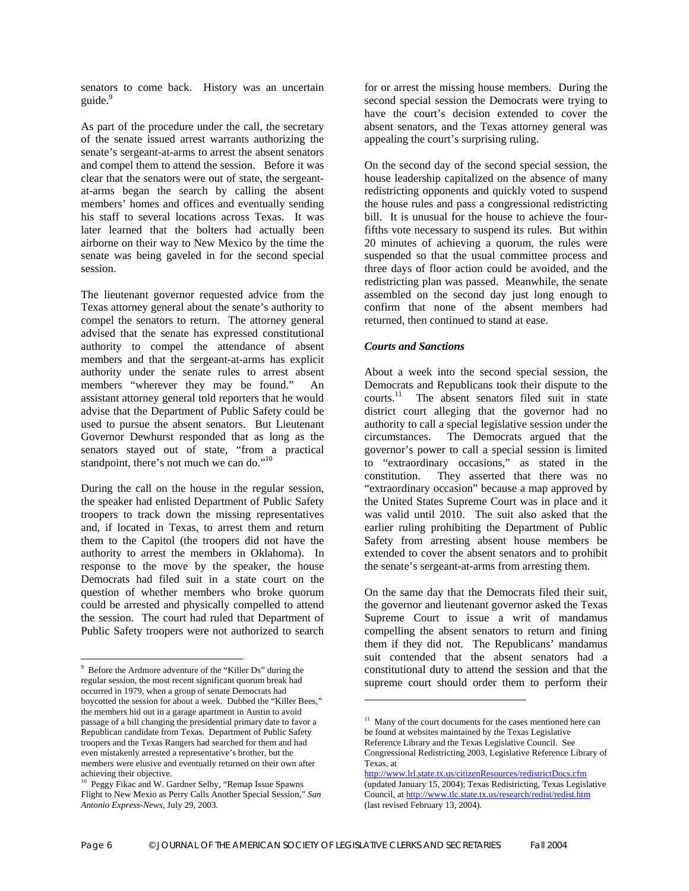senators to come back. History was an uncertain guide.[9]

As part of the procedure under the call, the secretary of the senate issued arrest warrants authorizing the senate's sergeant-at-arms to arrest the absent senators and compel them to attend the session. Before it was clear that the senators were out of state, the sergeant-at-arms began the search by calling the absent members' homes and offices and eventually sending his staff to several locations across Texas. It was later learned that the bolters had actually been airborne on their way to New Mexico by the time the senate was being gaveled in for the second special session.

The lieutenant governor requested advice from the Texas attorney general about the senate's authority to compel the senators to return. The attorney general advised that the senate has expressed constitutional authority to compel the attendance of absent members and that the sergeant-at-arms has explicit authority under the senate rules to arrest absent members "wherever they may be found." An assistant attorney general told reporters that he would advise that the Department of Public Safety could be used to pursue the absent senators. But Lieutenant Governor Dewhurst responded that as long as the senators stayed out of state, "from a practical standpoint, there's not much we can do."[10]

During the call on the house in the regular session, the speaker had enlisted Department of Public Safety troopers to track down the missing representatives and, if located in Texas, to arrest them and return them to the Capitol (the troopers did not have the authority to arrest the members in Oklahoma). In response to the move by the speaker, the house Democrats had filed suit in a state court on the question of whether members who broke quorum could be arrested and physically compelled to attend the session. The court had ruled that Department of Public Safety troopers were not authorized to search for or arrest the missing house members. During the second special session the Democrats were trying to have the court's decision extended to cover the absent senators, and the Texas attorney general was appealing the court's surprising ruling.

On the second day of the second special session, the house leadership capitalized on the absence of many redistricting opponents and quickly voted to suspend the house rules and pass a congressional redistricting bill. It is unusual for the house to achieve the four-fifths vote necessary to suspend its rules. But within 20 minutes of achieving a quorum, the rules were suspended so that the usual committee process and three days of floor action could be avoided, and the redistricting plan was passed. Meanwhile, the senate assembled on the second day just long enough to confirm that none of the absent members had returned, then continued to stand at ease.

### *Courts and Sanctions*

About a week into the second special session, the Democrats and Republicans took their dispute to the courts.[11] The absent senators filed suit in state district court alleging that the governor had no authority to call a special legislative session under the circumstances. The Democrats argued that the governor's power to call a special session is limited to "extraordinary occasions," as stated in the constitution. They asserted that there was no "extraordinary occasion" because a map approved by the United States Supreme Court was in place and it was valid until 2010. The suit also asked that the earlier ruling prohibiting the Department of Public Safety from arresting absent house members be extended to cover the absent senators and to prohibit the senate's sergeant-at-arms from arresting them.

On the same day that the Democrats filed their suit, the governor and lieutenant governor asked the Texas Supreme Court to issue a writ of mandamus compelling the absent senators to return and fining them if they did not. The Republicans' mandamus suit contended that the absent senators had a constitutional duty to attend the session and that the supreme court should order them to perform their

---

[9] Before the Ardmore adventure of the "Killer Ds" during the regular session, the most recent significant quorum break had occurred in 1979, when a group of senate Democrats had boycotted the session for about a week. Dubbed the "Killer Bees," the members hid out in a garage apartment in Austin to avoid passage of a bill changing the presidential primary date to favor a Republican candidate from Texas. Department of Public Safety troopers and the Texas Rangers had searched for them and had even mistakenly arrested a representative's brother, but the members were elusive and eventually returned on their own after achieving their objective.

[10] Peggy Fikac and W. Gardner Selby, "Remap Issue Spawns Flight to New Mexio as Perry Calls Another Special Session," *San Antonio Express-News*, July 29, 2003.

[11] Many of the court documents for the cases mentioned here can be found at websites maintained by the Texas Legislative Reference Library and the Texas Legislative Council. See Congressional Redistricting 2003, Legislative Reference Library of Texas, at http://www.lrl.state.tx.us/citizenResources/redistrictDocs.cfm (updated January 15, 2004); Texas Redistricting, Texas Legislative Council, at http://www.tlc.state.tx.us/research/redist/redist.htm (last revised February 13, 2004).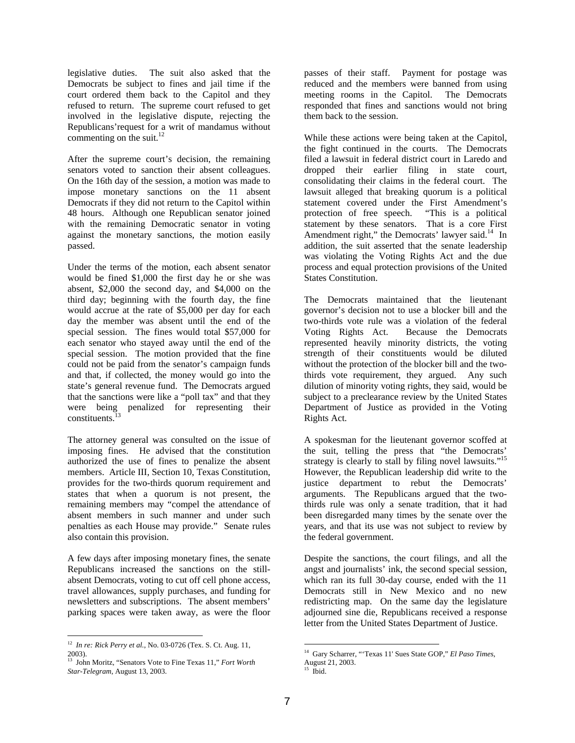legislative duties. The suit also asked that the Democrats be subject to fines and jail time if the court ordered them back to the Capitol and they refused to return. The supreme court refused to get involved in the legislative dispute, rejecting the Republicans' request for a writ of mandamus without commenting on the suit.[12]

After the supreme court's decision, the remaining senators voted to sanction their absent colleagues. On the 16th day of the session, a motion was made to impose monetary sanctions on the 11 absent Democrats if they did not return to the Capitol within 48 hours. Although one Republican senator joined with the remaining Democratic senator in voting against the monetary sanctions, the motion easily passed.

Under the terms of the motion, each absent senator would be fined $1,000 the first day he or she was absent, $2,000 the second day, and $4,000 on the third day; beginning with the fourth day, the fine would accrue at the rate of $5,000 per day for each day the member was absent until the end of the special session. The fines would total $57,000 for each senator who stayed away until the end of the special session. The motion provided that the fine could not be paid from the senator's campaign funds and that, if collected, the money would go into the state's general revenue fund. The Democrats argued that the sanctions were like a "poll tax" and that they were being penalized for representing their constituents.[13]

The attorney general was consulted on the issue of imposing fines. He advised that the constitution authorized the use of fines to penalize the absent members. Article III, Section 10, Texas Constitution, provides for the two-thirds quorum requirement and states that when a quorum is not present, the remaining members may "compel the attendance of absent members in such manner and under such penalties as each House may provide." Senate rules also contain this provision.

A few days after imposing monetary fines, the senate Republicans increased the sanctions on the still-absent Democrats, voting to cut off cell phone access, travel allowances, supply purchases, and funding for newsletters and subscriptions. The absent members' parking spaces were taken away, as were the floor passes of their staff. Payment for postage was reduced and the members were banned from using meeting rooms in the Capitol. The Democrats responded that fines and sanctions would not bring them back to the session.

While these actions were being taken at the Capitol, the fight continued in the courts. The Democrats filed a lawsuit in federal district court in Laredo and dropped their earlier filing in state court, consolidating their claims in the federal court. The lawsuit alleged that breaking quorum is a political statement covered under the First Amendment's protection of free speech. "This is a political statement by these senators. That is a core First Amendment right," the Democrats' lawyer said.[14] In addition, the suit asserted that the senate leadership was violating the Voting Rights Act and the due process and equal protection provisions of the United States Constitution.

The Democrats maintained that the lieutenant governor's decision not to use a blocker bill and the two-thirds vote rule was a violation of the federal Voting Rights Act. Because the Democrats represented heavily minority districts, the voting strength of their constituents would be diluted without the protection of the blocker bill and the two-thirds vote requirement, they argued. Any such dilution of minority voting rights, they said, would be subject to a preclearance review by the United States Department of Justice as provided in the Voting Rights Act.

A spokesman for the lieutenant governor scoffed at the suit, telling the press that "the Democrats' strategy is clearly to stall by filing novel lawsuits."[15] However, the Republican leadership did write to the justice department to rebut the Democrats' arguments. The Republicans argued that the two-thirds rule was only a senate tradition, that it had been disregarded many times by the senate over the years, and that its use was not subject to review by the federal government.

Despite the sanctions, the court filings, and all the angst and journalists' ink, the second special session, which ran its full 30-day course, ended with the 11 Democrats still in New Mexico and no new redistricting map. On the same day the legislature adjourned sine die, Republicans received a response letter from the United States Department of Justice.

---

[12] *In re: Rick Perry et al.*, No. 03-0726 (Tex. S. Ct. Aug. 11, 2003).

[13] John Moritz, "Senators Vote to Fine Texas 11," *Fort Worth Star-Telegram*, August 13, 2003.

[14] Gary Scharrer, "'Texas 11' Sues State GOP," *El Paso Times*, August 21, 2003.

[15] Ibid.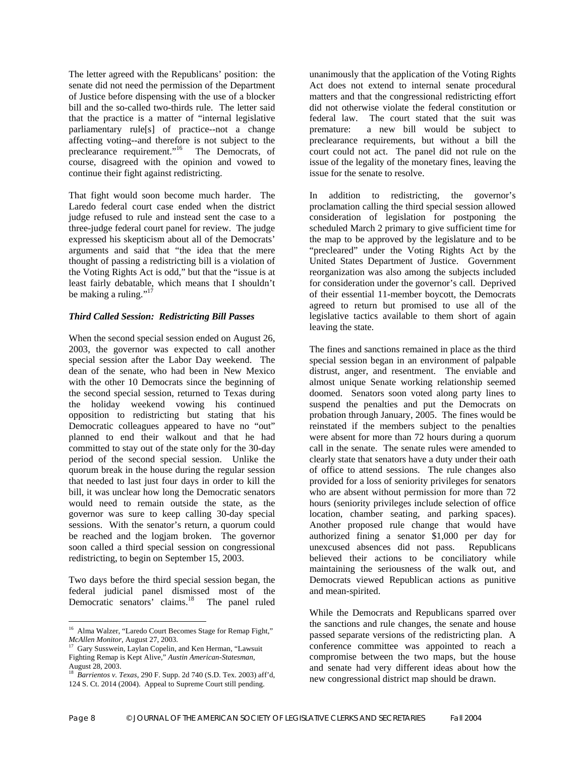The letter agreed with the Republicans' position: the senate did not need the permission of the Department of Justice before dispensing with the use of a blocker bill and the so-called two-thirds rule. The letter said that the practice is a matter of "internal legislative parliamentary rule[s] of practice--not a change affecting voting--and therefore is not subject to the preclearance requirement."[16] The Democrats, of course, disagreed with the opinion and vowed to continue their fight against redistricting.

That fight would soon become much harder. The Laredo federal court case ended when the district judge refused to rule and instead sent the case to a three-judge federal court panel for review. The judge expressed his skepticism about all of the Democrats' arguments and said that "the idea that the mere thought of passing a redistricting bill is a violation of the Voting Rights Act is odd," but that the "issue is at least fairly debatable, which means that I shouldn't be making a ruling."[17]

### *Third Called Session: Redistricting Bill Passes*

When the second special session ended on August 26, 2003, the governor was expected to call another special session after the Labor Day weekend. The dean of the senate, who had been in New Mexico with the other 10 Democrats since the beginning of the second special session, returned to Texas during the holiday weekend vowing his continued opposition to redistricting but stating that his Democratic colleagues appeared to have no "out" planned to end their walkout and that he had committed to stay out of the state only for the 30-day period of the second special session. Unlike the quorum break in the house during the regular session that needed to last just four days in order to kill the bill, it was unclear how long the Democratic senators would need to remain outside the state, as the governor was sure to keep calling 30-day special sessions. With the senator's return, a quorum could be reached and the logjam broken. The governor soon called a third special session on congressional redistricting, to begin on September 15, 2003.

Two days before the third special session began, the federal judicial panel dismissed most of the Democratic senators' claims.[18] The panel ruled unanimously that the application of the Voting Rights Act does not extend to internal senate procedural matters and that the congressional redistricting effort did not otherwise violate the federal constitution or federal law. The court stated that the suit was premature: a new bill would be subject to preclearance requirements, but without a bill the court could not act. The panel did not rule on the issue of the legality of the monetary fines, leaving the issue for the senate to resolve.

In addition to redistricting, the governor's proclamation calling the third special session allowed consideration of legislation for postponing the scheduled March 2 primary to give sufficient time for the map to be approved by the legislature and to be "precleared" under the Voting Rights Act by the United States Department of Justice. Government reorganization was also among the subjects included for consideration under the governor's call. Deprived of their essential 11-member boycott, the Democrats agreed to return but promised to use all of the legislative tactics available to them short of again leaving the state.

The fines and sanctions remained in place as the third special session began in an environment of palpable distrust, anger, and resentment. The enviable and almost unique Senate working relationship seemed doomed. Senators soon voted along party lines to suspend the penalties and put the Democrats on probation through January, 2005. The fines would be reinstated if the members subject to the penalties were absent for more than 72 hours during a quorum call in the senate. The senate rules were amended to clearly state that senators have a duty under their oath of office to attend sessions. The rule changes also provided for a loss of seniority privileges for senators who are absent without permission for more than 72 hours (seniority privileges include selection of office location, chamber seating, and parking spaces). Another proposed rule change that would have authorized fining a senator $1,000 per day for unexcused absences did not pass. Republicans believed their actions to be conciliatory while maintaining the seriousness of the walk out, and Democrats viewed Republican actions as punitive and mean-spirited.

While the Democrats and Republicans sparred over the sanctions and rule changes, the senate and house passed separate versions of the redistricting plan. A conference committee was appointed to reach a compromise between the two maps, but the house and senate had very different ideas about how the new congressional district map should be drawn.

---

[16] Alma Walzer, "Laredo Court Becomes Stage for Remap Fight," *McAllen Monitor*, August 27, 2003.

[17] Gary Susswein, Laylan Copelin, and Ken Herman, "Lawsuit Fighting Remap is Kept Alive," *Austin American-Statesman*, August 28, 2003.

[18] *Barrientos v. Texas*, 290 F. Supp. 2d 740 (S.D. Tex. 2003) aff'd, 124 S. Ct. 2014 (2004). Appeal to Supreme Court still pending.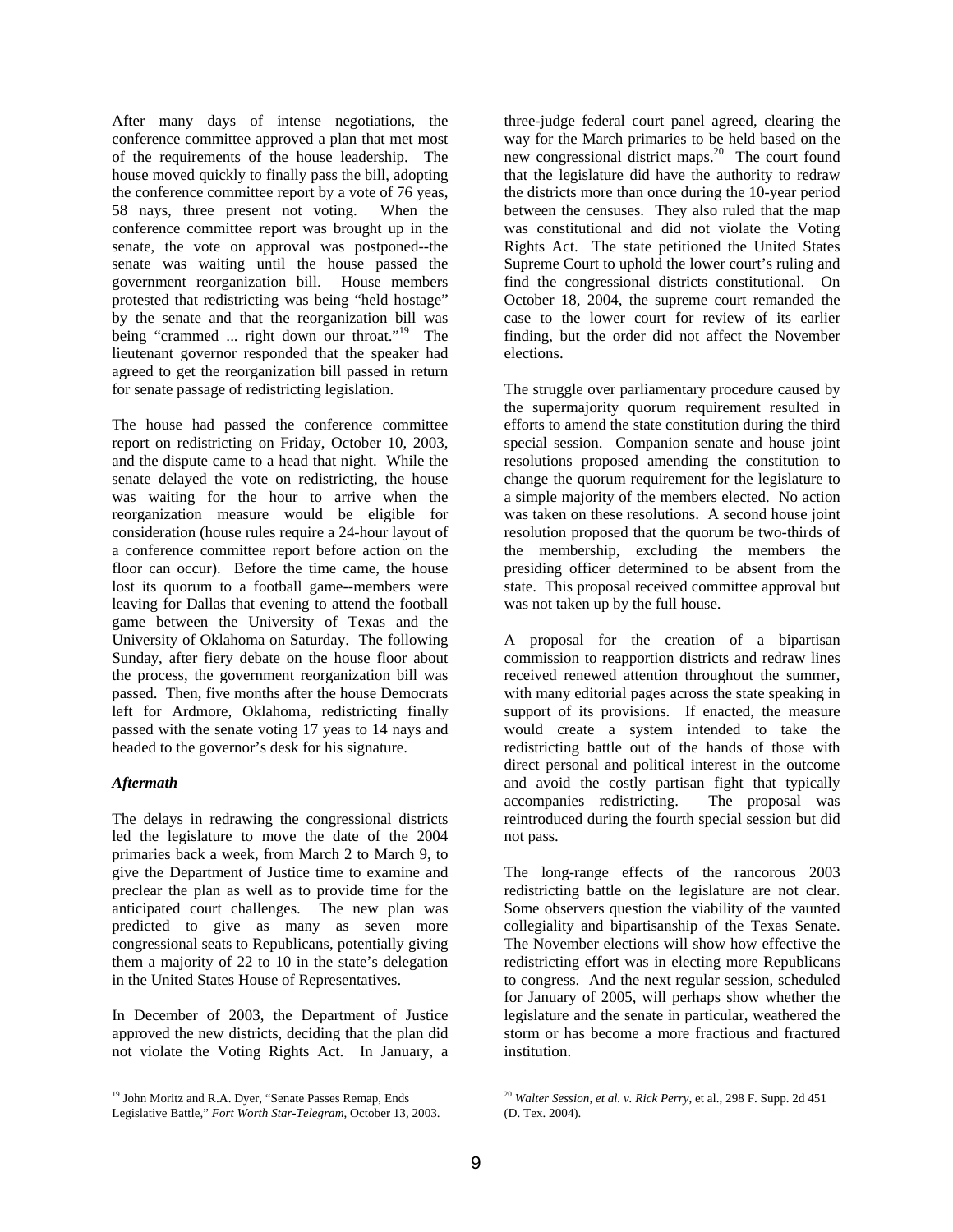After many days of intense negotiations, the conference committee approved a plan that met most of the requirements of the house leadership. The house moved quickly to finally pass the bill, adopting the conference committee report by a vote of 76 yeas, 58 nays, three present not voting. When the conference committee report was brought up in the senate, the vote on approval was postponed--the senate was waiting until the house passed the government reorganization bill. House members protested that redistricting was being "held hostage" by the senate and that the reorganization bill was being "crammed ... right down our throat."[19] The lieutenant governor responded that the speaker had agreed to get the reorganization bill passed in return for senate passage of redistricting legislation.

The house had passed the conference committee report on redistricting on Friday, October 10, 2003, and the dispute came to a head that night. While the senate delayed the vote on redistricting, the house was waiting for the hour to arrive when the reorganization measure would be eligible for consideration (house rules require a 24-hour layout of a conference committee report before action on the floor can occur). Before the time came, the house lost its quorum to a football game--members were leaving for Dallas that evening to attend the football game between the University of Texas and the University of Oklahoma on Saturday. The following Sunday, after fiery debate on the house floor about the process, the government reorganization bill was passed. Then, five months after the house Democrats left for Ardmore, Oklahoma, redistricting finally passed with the senate voting 17 yeas to 14 nays and headed to the governor's desk for his signature.

### *Aftermath*

The delays in redrawing the congressional districts led the legislature to move the date of the 2004 primaries back a week, from March 2 to March 9, to give the Department of Justice time to examine and preclear the plan as well as to provide time for the anticipated court challenges. The new plan was predicted to give as many as seven more congressional seats to Republicans, potentially giving them a majority of 22 to 10 in the state's delegation in the United States House of Representatives.

In December of 2003, the Department of Justice approved the new districts, deciding that the plan did not violate the Voting Rights Act. In January, a three-judge federal court panel agreed, clearing the way for the March primaries to be held based on the new congressional district maps.[20] The court found that the legislature did have the authority to redraw the districts more than once during the 10-year period between the censuses. They also ruled that the map was constitutional and did not violate the Voting Rights Act. The state petitioned the United States Supreme Court to uphold the lower court's ruling and find the congressional districts constitutional. On October 18, 2004, the supreme court remanded the case to the lower court for review of its earlier finding, but the order did not affect the November elections.

The struggle over parliamentary procedure caused by the supermajority quorum requirement resulted in efforts to amend the state constitution during the third special session. Companion senate and house joint resolutions proposed amending the constitution to change the quorum requirement for the legislature to a simple majority of the members elected. No action was taken on these resolutions. A second house joint resolution proposed that the quorum be two-thirds of the membership, excluding the members the presiding officer determined to be absent from the state. This proposal received committee approval but was not taken up by the full house.

A proposal for the creation of a bipartisan commission to reapportion districts and redraw lines received renewed attention throughout the summer, with many editorial pages across the state speaking in support of its provisions. If enacted, the measure would create a system intended to take the redistricting battle out of the hands of those with direct personal and political interest in the outcome and avoid the costly partisan fight that typically accompanies redistricting. The proposal was reintroduced during the fourth special session but did not pass.

The long-range effects of the rancorous 2003 redistricting battle on the legislature are not clear. Some observers question the viability of the vaunted collegiality and bipartisanship of the Texas Senate. The November elections will show how effective the redistricting effort was in electing more Republicans to congress. And the next regular session, scheduled for January of 2005, will perhaps show whether the legislature and the senate in particular, weathered the storm or has become a more fractious and fractured institution.

---

[19] John Moritz and R.A. Dyer, "Senate Passes Remap, Ends Legislative Battle," *Fort Worth Star-Telegram*, October 13, 2003.

[20] *Walter Session, et al. v. Rick Perry*, et al., 298 F. Supp. 2d 451 (D. Tex. 2004).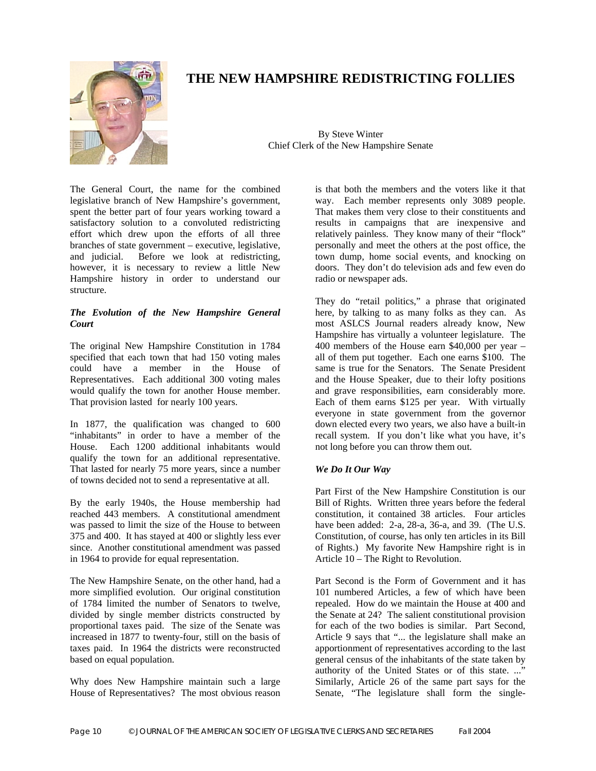# THE NEW HAMPSHIRE REDISTRICTING FOLLIES

By Steve Winter
Chief Clerk of the New Hampshire Senate

The General Court, the name for the combined legislative branch of New Hampshire's government, spent the better part of four years working toward a satisfactory solution to a convoluted redistricting effort which drew upon the efforts of all three branches of state government – executive, legislative, and judicial. Before we look at redistricting, however, it is necessary to review a little New Hampshire history in order to understand our structure.

### *The Evolution of the New Hampshire General Court*

The original New Hampshire Constitution in 1784 specified that each town that had 150 voting males could have a member in the House of Representatives. Each additional 300 voting males would qualify the town for another House member. That provision lasted for nearly 100 years.

In 1877, the qualification was changed to 600 "inhabitants" in order to have a member of the House. Each 1200 additional inhabitants would qualify the town for an additional representative. That lasted for nearly 75 more years, since a number of towns decided not to send a representative at all.

By the early 1940s, the House membership had reached 443 members. A constitutional amendment was passed to limit the size of the House to between 375 and 400. It has stayed at 400 or slightly less ever since. Another constitutional amendment was passed in 1964 to provide for equal representation.

The New Hampshire Senate, on the other hand, had a more simplified evolution. Our original constitution of 1784 limited the number of Senators to twelve, divided by single member districts constructed by proportional taxes paid. The size of the Senate was increased in 1877 to twenty-four, still on the basis of taxes paid. In 1964 the districts were reconstructed based on equal population.

Why does New Hampshire maintain such a large House of Representatives? The most obvious reason is that both the members and the voters like it that way. Each member represents only 3089 people. That makes them very close to their constituents and results in campaigns that are inexpensive and relatively painless. They know many of their "flock" personally and meet the others at the post office, the town dump, home social events, and knocking on doors. They don't do television ads and few even do radio or newspaper ads.

They do "retail politics," a phrase that originated here, by talking to as many folks as they can. As most ASLCS Journal readers already know, New Hampshire has virtually a volunteer legislature. The 400 members of the House earn $40,000 per year – all of them put together. Each one earns $100. The same is true for the Senators. The Senate President and the House Speaker, due to their lofty positions and grave responsibilities, earn considerably more. Each of them earns $125 per year. With virtually everyone in state government from the governor down elected every two years, we also have a built-in recall system. If you don't like what you have, it's not long before you can throw them out.

### *We Do It Our Way*

Part First of the New Hampshire Constitution is our Bill of Rights. Written three years before the federal constitution, it contained 38 articles. Four articles have been added: 2-a, 28-a, 36-a, and 39. (The U.S. Constitution, of course, has only ten articles in its Bill of Rights.) My favorite New Hampshire right is in Article 10 – The Right to Revolution.

Part Second is the Form of Government and it has 101 numbered Articles, a few of which have been repealed. How do we maintain the House at 400 and the Senate at 24? The salient constitutional provision for each of the two bodies is similar. Part Second, Article 9 says that "... the legislature shall make an apportionment of representatives according to the last general census of the inhabitants of the state taken by authority of the United States or of this state. ..." Similarly, Article 26 of the same part says for the Senate, "The legislature shall form the single-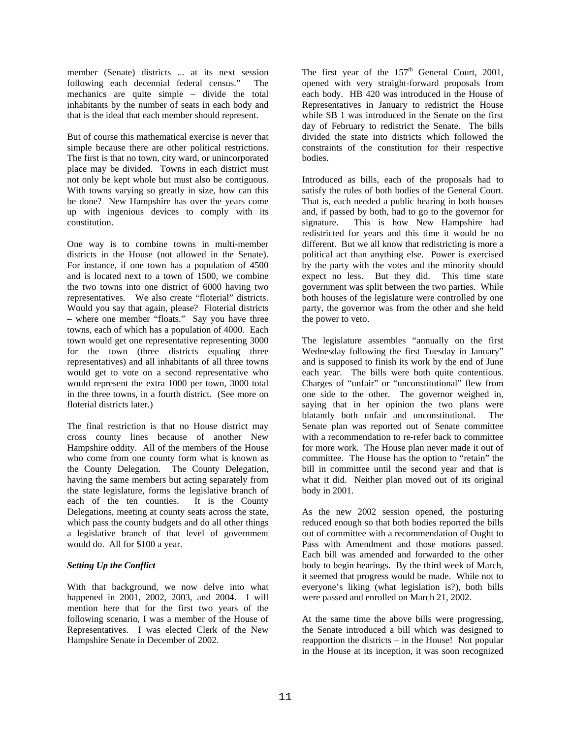member (Senate) districts ... at its next session following each decennial federal census." The mechanics are quite simple – divide the total inhabitants by the number of seats in each body and that is the ideal that each member should represent.

But of course this mathematical exercise is never that simple because there are other political restrictions. The first is that no town, city ward, or unincorporated place may be divided. Towns in each district must not only be kept whole but must also be contiguous. With towns varying so greatly in size, how can this be done? New Hampshire has over the years come up with ingenious devices to comply with its constitution.

One way is to combine towns in multi-member districts in the House (not allowed in the Senate). For instance, if one town has a population of 4500 and is located next to a town of 1500, we combine the two towns into one district of 6000 having two representatives. We also create "floterial" districts. Would you say that again, please? Floterial districts – where one member "floats." Say you have three towns, each of which has a population of 4000. Each town would get one representative representing 3000 for the town (three districts equaling three representatives) and all inhabitants of all three towns would get to vote on a second representative who would represent the extra 1000 per town, 3000 total in the three towns, in a fourth district. (See more on floterial districts later.)

The final restriction is that no House district may cross county lines because of another New Hampshire oddity. All of the members of the House who come from one county form what is known as the County Delegation. The County Delegation, having the same members but acting separately from the state legislature, forms the legislative branch of each of the ten counties. It is the County Delegations, meeting at county seats across the state, which pass the county budgets and do all other things a legislative branch of that level of government would do. All for $100 a year.

### *Setting Up the Conflict*

With that background, we now delve into what happened in 2001, 2002, 2003, and 2004. I will mention here that for the first two years of the following scenario, I was a member of the House of Representatives. I was elected Clerk of the New Hampshire Senate in December of 2002.

The first year of the 157th General Court, 2001, opened with very straight-forward proposals from each body. HB 420 was introduced in the House of Representatives in January to redistrict the House while SB 1 was introduced in the Senate on the first day of February to redistrict the Senate. The bills divided the state into districts which followed the constraints of the constitution for their respective bodies.

Introduced as bills, each of the proposals had to satisfy the rules of both bodies of the General Court. That is, each needed a public hearing in both houses and, if passed by both, had to go to the governor for signature. This is how New Hampshire had redistricted for years and this time it would be no different. But we all know that redistricting is more a political act than anything else. Power is exercised by the party with the votes and the minority should expect no less. But they did. This time state government was split between the two parties. While both houses of the legislature were controlled by one party, the governor was from the other and she held the power to veto.

The legislature assembles "annually on the first Wednesday following the first Tuesday in January" and is supposed to finish its work by the end of June each year. The bills were both quite contentious. Charges of "unfair" or "unconstitutional" flew from one side to the other. The governor weighed in, saying that in her opinion the two plans were blatantly both unfair <u>and</u> unconstitutional. The Senate plan was reported out of Senate committee with a recommendation to re-refer back to committee for more work. The House plan never made it out of committee. The House has the option to "retain" the bill in committee until the second year and that is what it did. Neither plan moved out of its original body in 2001.

As the new 2002 session opened, the posturing reduced enough so that both bodies reported the bills out of committee with a recommendation of Ought to Pass with Amendment and those motions passed. Each bill was amended and forwarded to the other body to begin hearings. By the third week of March, it seemed that progress would be made. While not to everyone's liking (what legislation is?), both bills were passed and enrolled on March 21, 2002.

At the same time the above bills were progressing, the Senate introduced a bill which was designed to reapportion the districts – in the House! Not popular in the House at its inception, it was soon recognized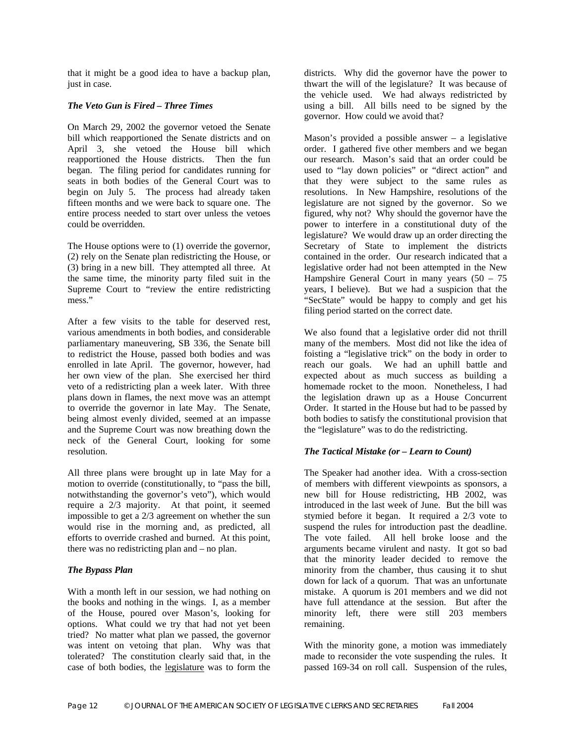that it might be a good idea to have a backup plan, just in case.

### *The Veto Gun is Fired – Three Times*

On March 29, 2002 the governor vetoed the Senate bill which reapportioned the Senate districts and on April 3, she vetoed the House bill which reapportioned the House districts. Then the fun began. The filing period for candidates running for seats in both bodies of the General Court was to begin on July 5. The process had already taken fifteen months and we were back to square one. The entire process needed to start over unless the vetoes could be overridden.

The House options were to (1) override the governor, (2) rely on the Senate plan redistricting the House, or (3) bring in a new bill. They attempted all three. At the same time, the minority party filed suit in the Supreme Court to "review the entire redistricting mess."

After a few visits to the table for deserved rest, various amendments in both bodies, and considerable parliamentary maneuvering, SB 336, the Senate bill to redistrict the House, passed both bodies and was enrolled in late April. The governor, however, had her own view of the plan. She exercised her third veto of a redistricting plan a week later. With three plans down in flames, the next move was an attempt to override the governor in late May. The Senate, being almost evenly divided, seemed at an impasse and the Supreme Court was now breathing down the neck of the General Court, looking for some resolution.

All three plans were brought up in late May for a motion to override (constitutionally, to "pass the bill, notwithstanding the governor's veto"), which would require a 2/3 majority. At that point, it seemed impossible to get a 2/3 agreement on whether the sun would rise in the morning and, as predicted, all efforts to override crashed and burned. At this point, there was no redistricting plan and – no plan.

### *The Bypass Plan*

With a month left in our session, we had nothing on the books and nothing in the wings. I, as a member of the House, poured over Mason's, looking for options. What could we try that had not yet been tried? No matter what plan we passed, the governor was intent on vetoing that plan. Why was that tolerated? The constitution clearly said that, in the case of both bodies, the legislature was to form the districts. Why did the governor have the power to thwart the will of the legislature? It was because of the vehicle used. We had always redistricted by using a bill. All bills need to be signed by the governor. How could we avoid that?

Mason's provided a possible answer – a legislative order. I gathered five other members and we began our research. Mason's said that an order could be used to "lay down policies" or "direct action" and that they were subject to the same rules as resolutions. In New Hampshire, resolutions of the legislature are not signed by the governor. So we figured, why not? Why should the governor have the power to interfere in a constitutional duty of the legislature? We would draw up an order directing the Secretary of State to implement the districts contained in the order. Our research indicated that a legislative order had not been attempted in the New Hampshire General Court in many years (50 – 75 years, I believe). But we had a suspicion that the "SecState" would be happy to comply and get his filing period started on the correct date.

We also found that a legislative order did not thrill many of the members. Most did not like the idea of foisting a "legislative trick" on the body in order to reach our goals. We had an uphill battle and expected about as much success as building a homemade rocket to the moon. Nonetheless, I had the legislation drawn up as a House Concurrent Order. It started in the House but had to be passed by both bodies to satisfy the constitutional provision that the "legislature" was to do the redistricting.

### *The Tactical Mistake (or – Learn to Count)*

The Speaker had another idea. With a cross-section of members with different viewpoints as sponsors, a new bill for House redistricting, HB 2002, was introduced in the last week of June. But the bill was stymied before it began. It required a 2/3 vote to suspend the rules for introduction past the deadline. The vote failed. All hell broke loose and the arguments became virulent and nasty. It got so bad that the minority leader decided to remove the minority from the chamber, thus causing it to shut down for lack of a quorum. That was an unfortunate mistake. A quorum is 201 members and we did not have full attendance at the session. But after the minority left, there were still 203 members remaining.

With the minority gone, a motion was immediately made to reconsider the vote suspending the rules. It passed 169-34 on roll call. Suspension of the rules,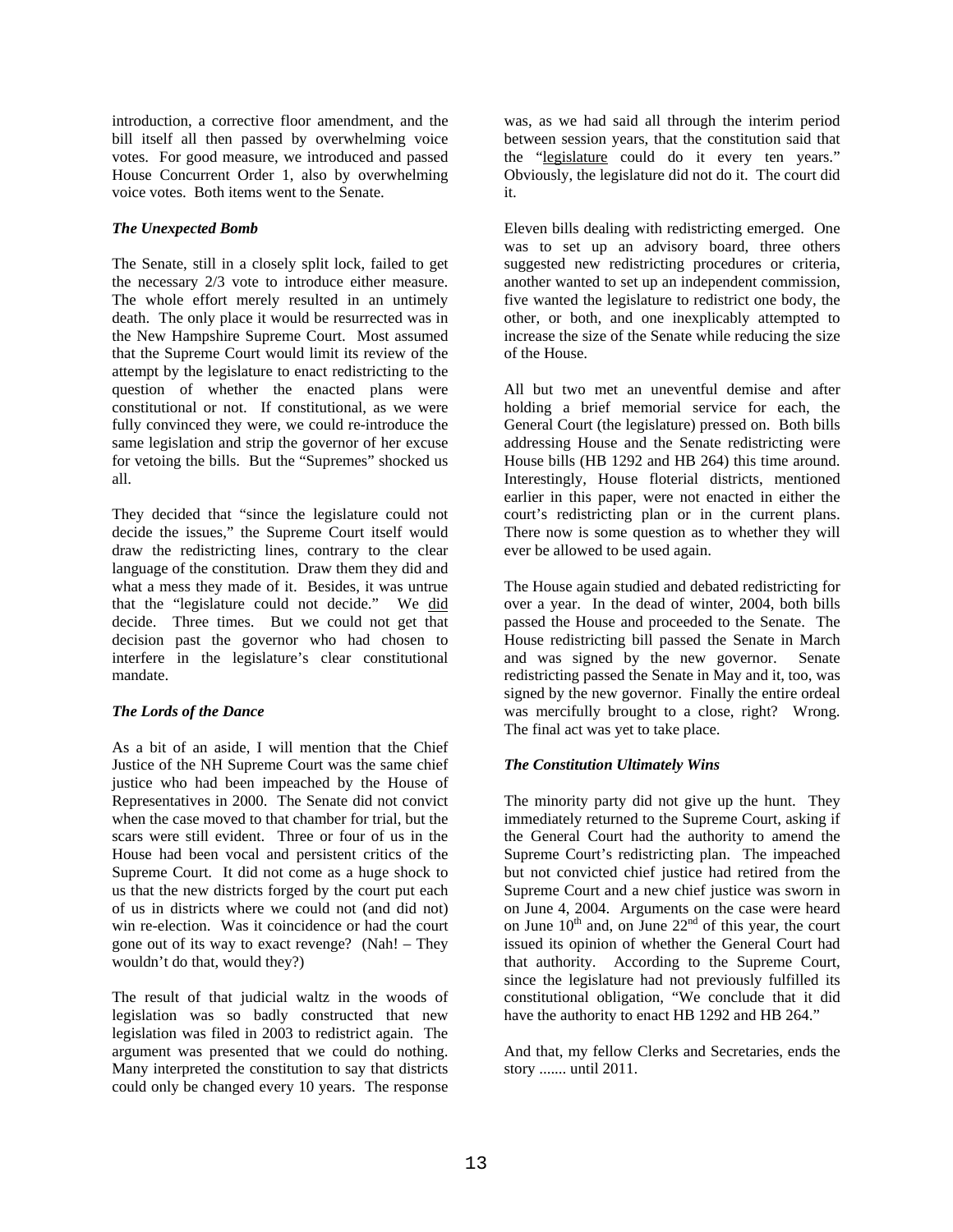introduction, a corrective floor amendment, and the bill itself all then passed by overwhelming voice votes. For good measure, we introduced and passed House Concurrent Order 1, also by overwhelming voice votes. Both items went to the Senate.

### *The Unexpected Bomb*

The Senate, still in a closely split lock, failed to get the necessary 2/3 vote to introduce either measure. The whole effort merely resulted in an untimely death. The only place it would be resurrected was in the New Hampshire Supreme Court. Most assumed that the Supreme Court would limit its review of the attempt by the legislature to enact redistricting to the question of whether the enacted plans were constitutional or not. If constitutional, as we were fully convinced they were, we could re-introduce the same legislation and strip the governor of her excuse for vetoing the bills. But the "Supremes" shocked us all.

They decided that "since the legislature could not decide the issues," the Supreme Court itself would draw the redistricting lines, contrary to the clear language of the constitution. Draw them they did and what a mess they made of it. Besides, it was untrue that the "legislature could not decide." We <u>did</u> decide. Three times. But we could not get that decision past the governor who had chosen to interfere in the legislature's clear constitutional mandate.

### *The Lords of the Dance*

As a bit of an aside, I will mention that the Chief Justice of the NH Supreme Court was the same chief justice who had been impeached by the House of Representatives in 2000. The Senate did not convict when the case moved to that chamber for trial, but the scars were still evident. Three or four of us in the House had been vocal and persistent critics of the Supreme Court. It did not come as a huge shock to us that the new districts forged by the court put each of us in districts where we could not (and did not) win re-election. Was it coincidence or had the court gone out of its way to exact revenge? (Nah! – They wouldn't do that, would they?)

The result of that judicial waltz in the woods of legislation was so badly constructed that new legislation was filed in 2003 to redistrict again. The argument was presented that we could do nothing. Many interpreted the constitution to say that districts could only be changed every 10 years. The response was, as we had said all through the interim period between session years, that the constitution said that the "<u>legislature</u> could do it every ten years." Obviously, the legislature did not do it. The court did it.

Eleven bills dealing with redistricting emerged. One was to set up an advisory board, three others suggested new redistricting procedures or criteria, another wanted to set up an independent commission, five wanted the legislature to redistrict one body, the other, or both, and one inexplicably attempted to increase the size of the Senate while reducing the size of the House.

All but two met an uneventful demise and after holding a brief memorial service for each, the General Court (the legislature) pressed on. Both bills addressing House and the Senate redistricting were House bills (HB 1292 and HB 264) this time around. Interestingly, House floterial districts, mentioned earlier in this paper, were not enacted in either the court's redistricting plan or in the current plans. There now is some question as to whether they will ever be allowed to be used again.

The House again studied and debated redistricting for over a year. In the dead of winter, 2004, both bills passed the House and proceeded to the Senate. The House redistricting bill passed the Senate in March and was signed by the new governor. Senate redistricting passed the Senate in May and it, too, was signed by the new governor. Finally the entire ordeal was mercifully brought to a close, right? Wrong. The final act was yet to take place.

### *The Constitution Ultimately Wins*

The minority party did not give up the hunt. They immediately returned to the Supreme Court, asking if the General Court had the authority to amend the Supreme Court's redistricting plan. The impeached but not convicted chief justice had retired from the Supreme Court and a new chief justice was sworn in on June 4, 2004. Arguments on the case were heard on June 10th and, on June 22nd of this year, the court issued its opinion of whether the General Court had that authority. According to the Supreme Court, since the legislature had not previously fulfilled its constitutional obligation, "We conclude that it did have the authority to enact HB 1292 and HB 264."

And that, my fellow Clerks and Secretaries, ends the story ....... until 2011.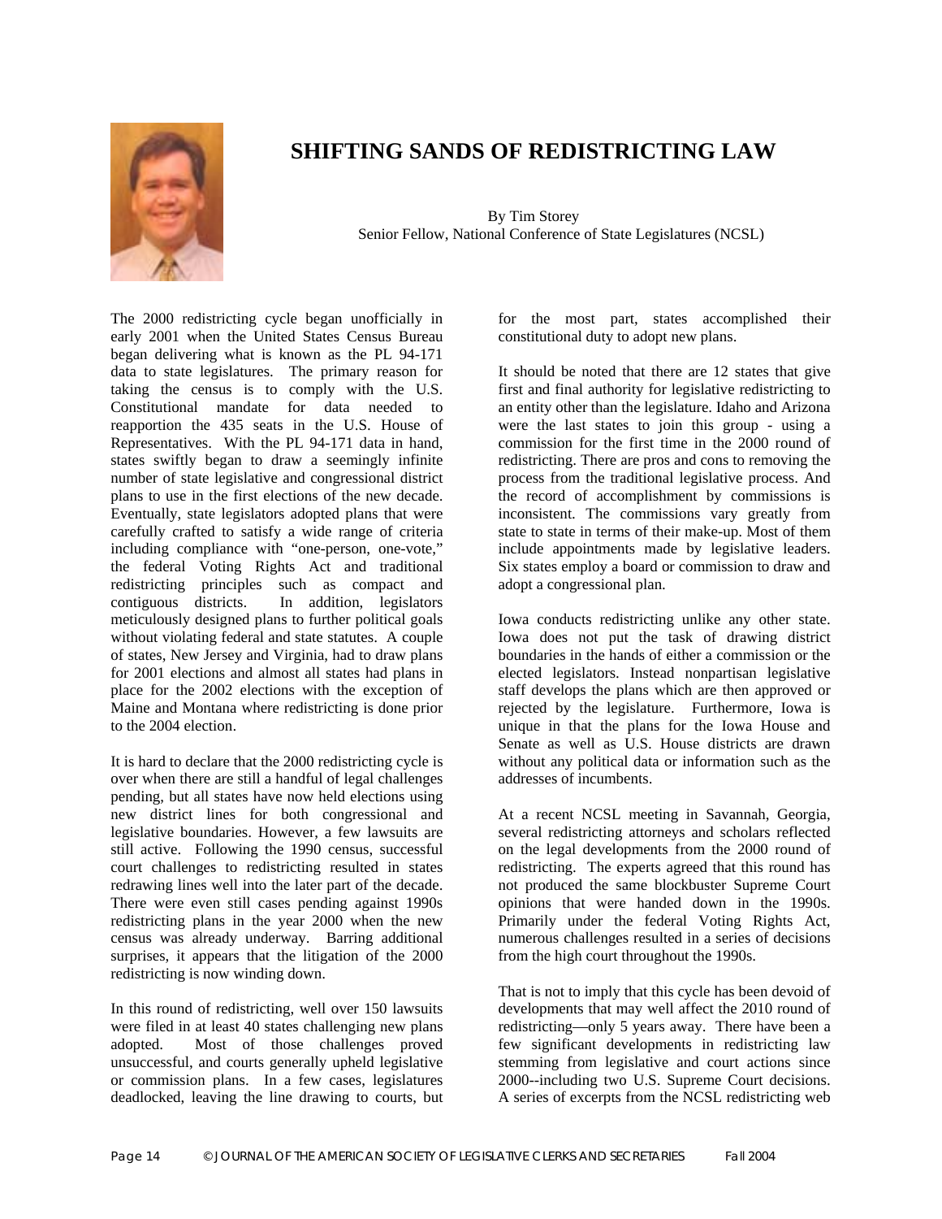# SHIFTING SANDS OF REDISTRICTING LAW

By Tim Storey
Senior Fellow, National Conference of State Legislatures (NCSL)

The 2000 redistricting cycle began unofficially in early 2001 when the United States Census Bureau began delivering what is known as the PL 94-171 data to state legislatures. The primary reason for taking the census is to comply with the U.S. Constitutional mandate for data needed to reapportion the 435 seats in the U.S. House of Representatives. With the PL 94-171 data in hand, states swiftly began to draw a seemingly infinite number of state legislative and congressional district plans to use in the first elections of the new decade. Eventually, state legislators adopted plans that were carefully crafted to satisfy a wide range of criteria including compliance with "one-person, one-vote," the federal Voting Rights Act and traditional redistricting principles such as compact and contiguous districts. In addition, legislators meticulously designed plans to further political goals without violating federal and state statutes. A couple of states, New Jersey and Virginia, had to draw plans for 2001 elections and almost all states had plans in place for the 2002 elections with the exception of Maine and Montana where redistricting is done prior to the 2004 election.

It is hard to declare that the 2000 redistricting cycle is over when there are still a handful of legal challenges pending, but all states have now held elections using new district lines for both congressional and legislative boundaries. However, a few lawsuits are still active. Following the 1990 census, successful court challenges to redistricting resulted in states redrawing lines well into the later part of the decade. There were even still cases pending against 1990s redistricting plans in the year 2000 when the new census was already underway. Barring additional surprises, it appears that the litigation of the 2000 redistricting is now winding down.

In this round of redistricting, well over 150 lawsuits were filed in at least 40 states challenging new plans adopted. Most of those challenges proved unsuccessful, and courts generally upheld legislative or commission plans. In a few cases, legislatures deadlocked, leaving the line drawing to courts, but for the most part, states accomplished their constitutional duty to adopt new plans.

It should be noted that there are 12 states that give first and final authority for legislative redistricting to an entity other than the legislature. Idaho and Arizona were the last states to join this group - using a commission for the first time in the 2000 round of redistricting. There are pros and cons to removing the process from the traditional legislative process. And the record of accomplishment by commissions is inconsistent. The commissions vary greatly from state to state in terms of their make-up. Most of them include appointments made by legislative leaders. Six states employ a board or commission to draw and adopt a congressional plan.

Iowa conducts redistricting unlike any other state. Iowa does not put the task of drawing district boundaries in the hands of either a commission or the elected legislators. Instead nonpartisan legislative staff develops the plans which are then approved or rejected by the legislature. Furthermore, Iowa is unique in that the plans for the Iowa House and Senate as well as U.S. House districts are drawn without any political data or information such as the addresses of incumbents.

At a recent NCSL meeting in Savannah, Georgia, several redistricting attorneys and scholars reflected on the legal developments from the 2000 round of redistricting. The experts agreed that this round has not produced the same blockbuster Supreme Court opinions that were handed down in the 1990s. Primarily under the federal Voting Rights Act, numerous challenges resulted in a series of decisions from the high court throughout the 1990s.

That is not to imply that this cycle has been devoid of developments that may well affect the 2010 round of redistricting—only 5 years away. There have been a few significant developments in redistricting law stemming from legislative and court actions since 2000--including two U.S. Supreme Court decisions. A series of excerpts from the NCSL redistricting web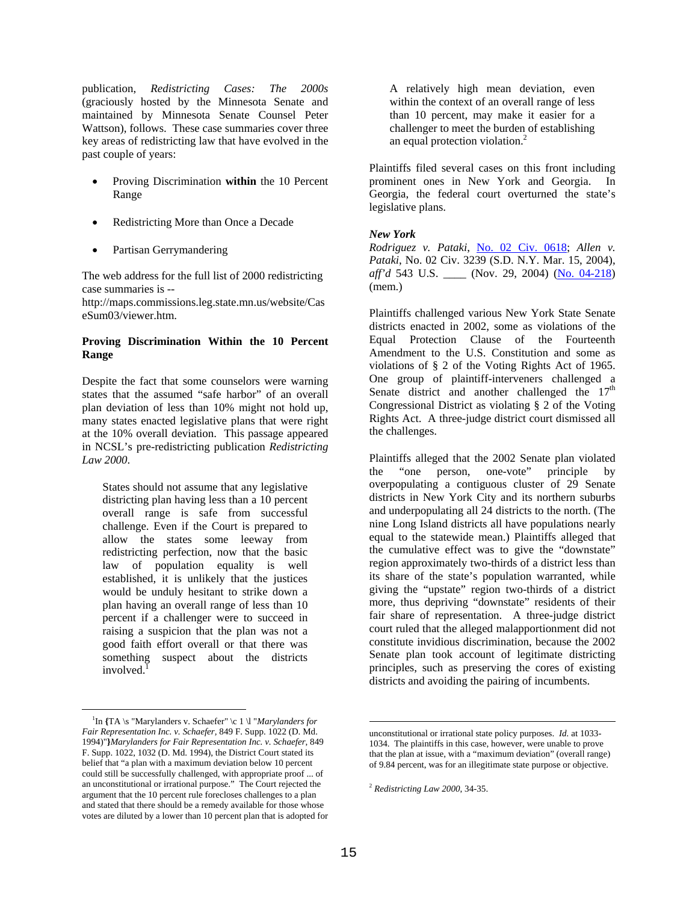publication, *Redistricting Cases: The 2000s* (graciously hosted by the Minnesota Senate and maintained by Minnesota Senate Counsel Peter Wattson), follows. These case summaries cover three key areas of redistricting law that have evolved in the past couple of years:

- Proving Discrimination **within** the 10 Percent Range
- Redistricting More than Once a Decade
- Partisan Gerrymandering

The web address for the full list of 2000 redistricting case summaries is -- http://maps.commissions.leg.state.mn.us/website/CaseSum03/viewer.htm.

**Proving Discrimination Within the 10 Percent Range**

Despite the fact that some counselors were warning states that the assumed "safe harbor" of an overall plan deviation of less than 10% might not hold up, many states enacted legislative plans that were right at the 10% overall deviation. This passage appeared in NCSL's pre-redistricting publication *Redistricting Law 2000*.

> States should not assume that any legislative districting plan having less than a 10 percent overall range is safe from successful challenge. Even if the Court is prepared to allow the states some leeway from redistricting perfection, now that the basic law of population equality is well established, it is unlikely that the justices would be unduly hesitant to strike down a plan having an overall range of less than 10 percent if a challenger were to succeed in raising a suspicion that the plan was not a good faith effort overall or that there was something suspect about the districts involved.[1]
>
> A relatively high mean deviation, even within the context of an overall range of less than 10 percent, may make it easier for a challenger to meet the burden of establishing an equal protection violation.[2]

Plaintiffs filed several cases on this front including prominent ones in New York and Georgia. In Georgia, the federal court overturned the state's legislative plans.

***New York***

*Rodriguez v. Pataki*, No. 02 Civ. 0618; *Allen v. Pataki*, No. 02 Civ. 3239 (S.D. N.Y. Mar. 15, 2004), *aff'd* 543 U.S. ____ (Nov. 29, 2004) (No. 04-218) (mem.)

Plaintiffs challenged various New York State Senate districts enacted in 2002, some as violations of the Equal Protection Clause of the Fourteenth Amendment to the U.S. Constitution and some as violations of § 2 of the Voting Rights Act of 1965. One group of plaintiff-interveners challenged a Senate district and another challenged the 17th Congressional District as violating § 2 of the Voting Rights Act. A three-judge district court dismissed all the challenges.

Plaintiffs alleged that the 2002 Senate plan violated the "one person, one-vote" principle by overpopulating a contiguous cluster of 29 Senate districts in New York City and its northern suburbs and underpopulating all 24 districts to the north. (The nine Long Island districts all have populations nearly equal to the statewide mean.) Plaintiffs alleged that the cumulative effect was to give the "downstate" region approximately two-thirds of a district less than its share of the state's population warranted, while giving the "upstate" region two-thirds of a district more, thus depriving "downstate" residents of their fair share of representation. A three-judge district court ruled that the alleged malapportionment did not constitute invidious discrimination, because the 2002 Senate plan took account of legitimate districting principles, such as preserving the cores of existing districts and avoiding the pairing of incumbents.

---

[1] In {TA \s "Marylanders v. Schaefer" \c 1 \l "*Marylanders for Fair Representation Inc. v. Schaefer*, 849 F. Supp. 1022 (D. Md. 1994)"}*Marylanders for Fair Representation Inc. v. Schaefer*, 849 F. Supp. 1022, 1032 (D. Md. 1994), the District Court stated its belief that "a plan with a maximum deviation below 10 percent could still be successfully challenged, with appropriate proof ... of an unconstitutional or irrational purpose." The Court rejected the argument that the 10 percent rule forecloses challenges to a plan and stated that there should be a remedy available for those whose votes are diluted by a lower than 10 percent plan that is adopted for unconstitutional or irrational state policy purposes. *Id.* at 1033-1034. The plaintiffs in this case, however, were unable to prove that the plan at issue, with a "maximum deviation" (overall range) of 9.84 percent, was for an illegitimate state purpose or objective.

[2] *Redistricting Law 2000*, 34-35.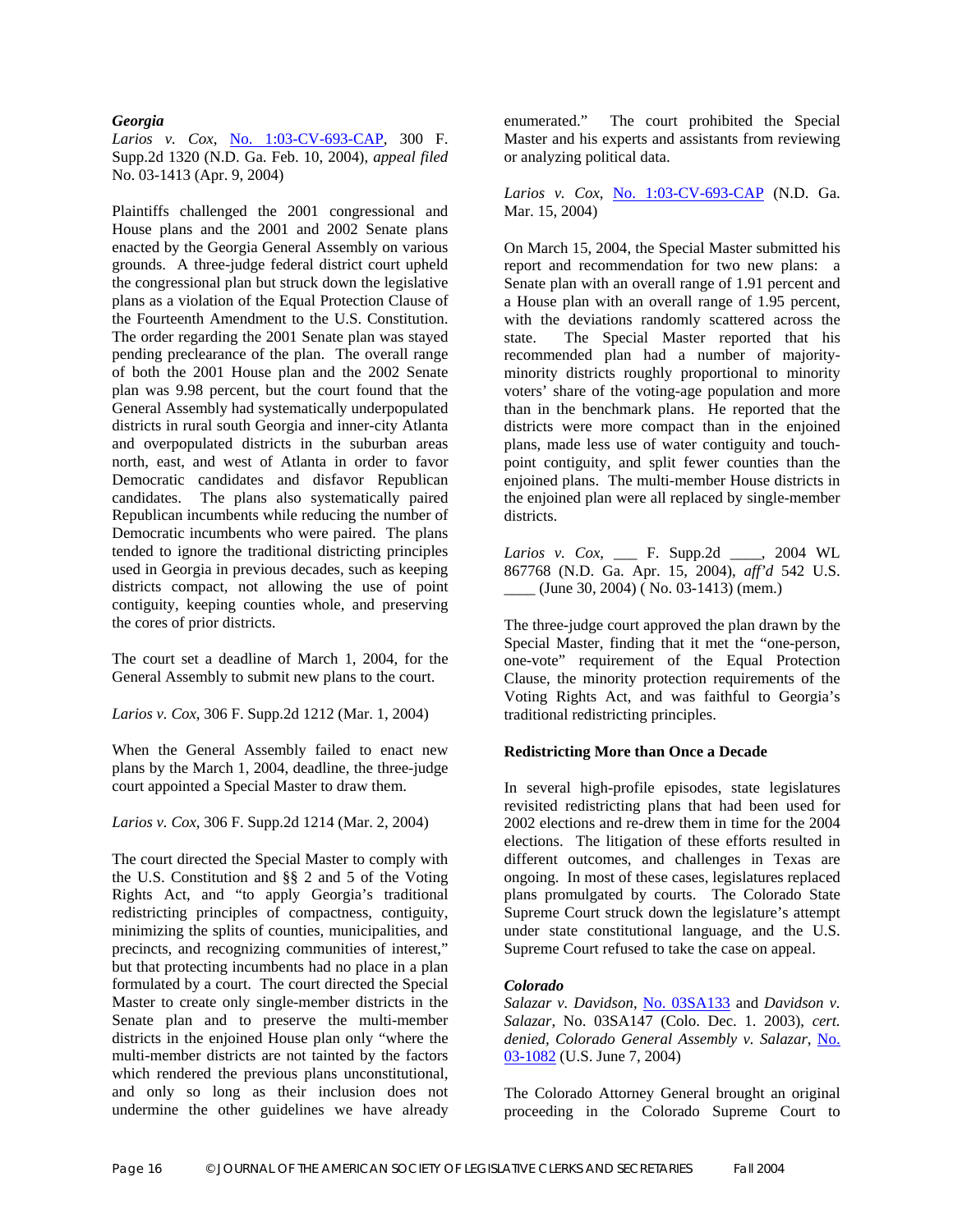### *Georgia*

*Larios v. Cox*, No. 1:03-CV-693-CAP, 300 F. Supp.2d 1320 (N.D. Ga. Feb. 10, 2004), *appeal filed* No. 03-1413 (Apr. 9, 2004)

Plaintiffs challenged the 2001 congressional and House plans and the 2001 and 2002 Senate plans enacted by the Georgia General Assembly on various grounds. A three-judge federal district court upheld the congressional plan but struck down the legislative plans as a violation of the Equal Protection Clause of the Fourteenth Amendment to the U.S. Constitution. The order regarding the 2001 Senate plan was stayed pending preclearance of the plan. The overall range of both the 2001 House plan and the 2002 Senate plan was 9.98 percent, but the court found that the General Assembly had systematically underpopulated districts in rural south Georgia and inner-city Atlanta and overpopulated districts in the suburban areas north, east, and west of Atlanta in order to favor Democratic candidates and disfavor Republican candidates. The plans also systematically paired Republican incumbents while reducing the number of Democratic incumbents who were paired. The plans tended to ignore the traditional districting principles used in Georgia in previous decades, such as keeping districts compact, not allowing the use of point contiguity, keeping counties whole, and preserving the cores of prior districts.

The court set a deadline of March 1, 2004, for the General Assembly to submit new plans to the court.

*Larios v. Cox*, 306 F. Supp.2d 1212 (Mar. 1, 2004)

When the General Assembly failed to enact new plans by the March 1, 2004, deadline, the three-judge court appointed a Special Master to draw them.

*Larios v. Cox*, 306 F. Supp.2d 1214 (Mar. 2, 2004)

The court directed the Special Master to comply with the U.S. Constitution and §§ 2 and 5 of the Voting Rights Act, and "to apply Georgia's traditional redistricting principles of compactness, contiguity, minimizing the splits of counties, municipalities, and precincts, and recognizing communities of interest," but that protecting incumbents had no place in a plan formulated by a court. The court directed the Special Master to create only single-member districts in the Senate plan and to preserve the multi-member districts in the enjoined House plan only "where the multi-member districts are not tainted by the factors which rendered the previous plans unconstitutional, and only so long as their inclusion does not undermine the other guidelines we have already enumerated." The court prohibited the Special Master and his experts and assistants from reviewing or analyzing political data.

*Larios v. Cox*, No. 1:03-CV-693-CAP (N.D. Ga. Mar. 15, 2004)

On March 15, 2004, the Special Master submitted his report and recommendation for two new plans: a Senate plan with an overall range of 1.91 percent and a House plan with an overall range of 1.95 percent, with the deviations randomly scattered across the state. The Special Master reported that his recommended plan had a number of majority-minority districts roughly proportional to minority voters' share of the voting-age population and more than in the benchmark plans. He reported that the districts were more compact than in the enjoined plans, made less use of water contiguity and touch-point contiguity, and split fewer counties than the enjoined plans. The multi-member House districts in the enjoined plan were all replaced by single-member districts.

*Larios v. Cox*, ___ F. Supp.2d ____, 2004 WL 867768 (N.D. Ga. Apr. 15, 2004), *aff'd* 542 U.S. ____ (June 30, 2004) ( No. 03-1413) (mem.)

The three-judge court approved the plan drawn by the Special Master, finding that it met the "one-person, one-vote" requirement of the Equal Protection Clause, the minority protection requirements of the Voting Rights Act, and was faithful to Georgia's traditional redistricting principles.

### Redistricting More than Once a Decade

In several high-profile episodes, state legislatures revisited redistricting plans that had been used for 2002 elections and re-drew them in time for the 2004 elections. The litigation of these efforts resulted in different outcomes, and challenges in Texas are ongoing. In most of these cases, legislatures replaced plans promulgated by courts. The Colorado State Supreme Court struck down the legislature's attempt under state constitutional language, and the U.S. Supreme Court refused to take the case on appeal.

### *Colorado*

*Salazar v. Davidson*, No. 03SA133 and *Davidson v. Salazar*, No. 03SA147 (Colo. Dec. 1. 2003), *cert. denied, Colorado General Assembly v. Salazar*, No. 03-1082 (U.S. June 7, 2004)

The Colorado Attorney General brought an original proceeding in the Colorado Supreme Court to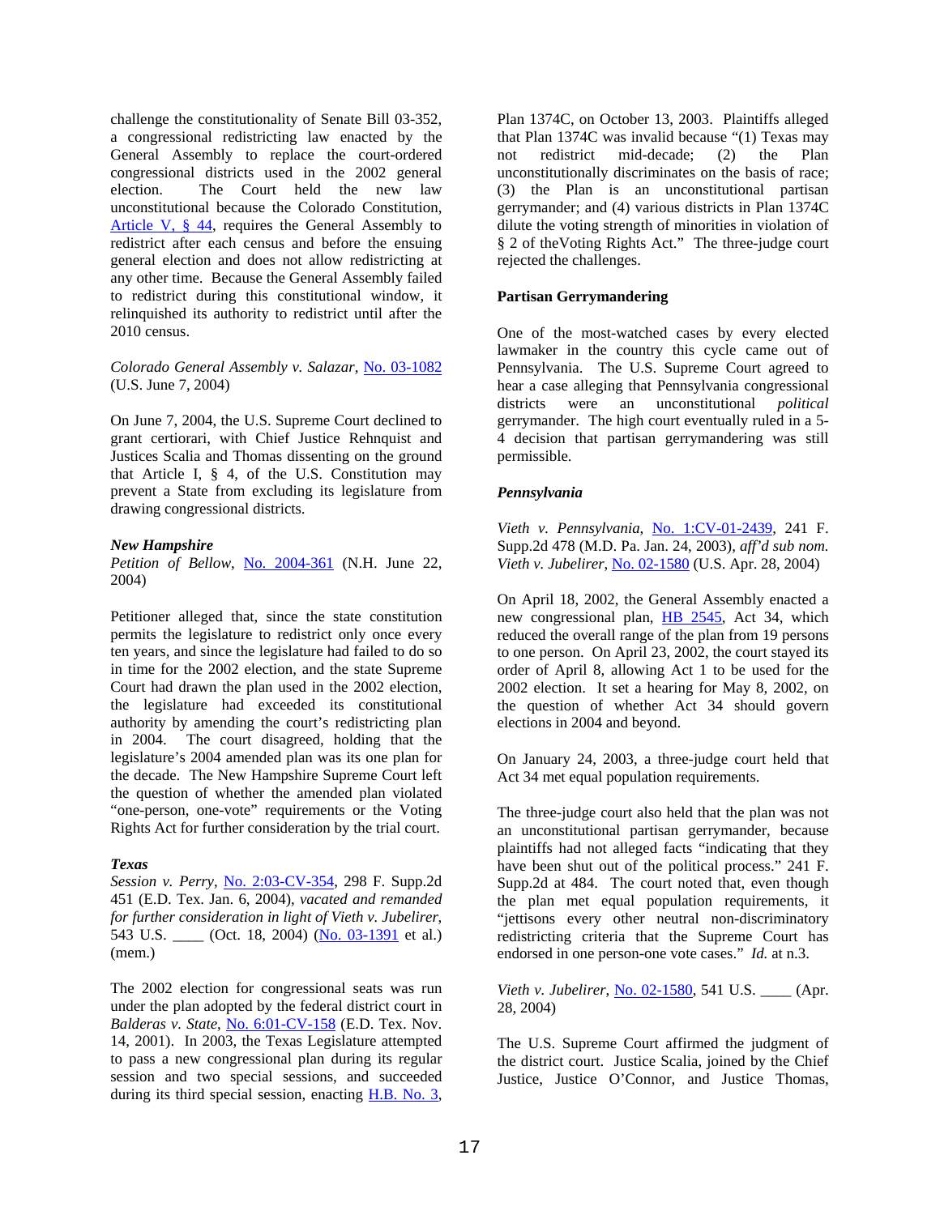challenge the constitutionality of Senate Bill 03-352, a congressional redistricting law enacted by the General Assembly to replace the court-ordered congressional districts used in the 2002 general election. The Court held the new law unconstitutional because the Colorado Constitution, Article V, § 44, requires the General Assembly to redistrict after each census and before the ensuing general election and does not allow redistricting at any other time. Because the General Assembly failed to redistrict during this constitutional window, it relinquished its authority to redistrict until after the 2010 census.

*Colorado General Assembly v. Salazar*, No. 03-1082 (U.S. June 7, 2004)

On June 7, 2004, the U.S. Supreme Court declined to grant certiorari, with Chief Justice Rehnquist and Justices Scalia and Thomas dissenting on the ground that Article I, § 4, of the U.S. Constitution may prevent a State from excluding its legislature from drawing congressional districts.

***New Hampshire***

*Petition of Bellow*, No. 2004-361 (N.H. June 22, 2004)

Petitioner alleged that, since the state constitution permits the legislature to redistrict only once every ten years, and since the legislature had failed to do so in time for the 2002 election, and the state Supreme Court had drawn the plan used in the 2002 election, the legislature had exceeded its constitutional authority by amending the court's redistricting plan in 2004. The court disagreed, holding that the legislature's 2004 amended plan was its one plan for the decade. The New Hampshire Supreme Court left the question of whether the amended plan violated "one-person, one-vote" requirements or the Voting Rights Act for further consideration by the trial court.

***Texas***

*Session v. Perry*, No. 2:03-CV-354, 298 F. Supp.2d 451 (E.D. Tex. Jan. 6, 2004), *vacated and remanded for further consideration in light of Vieth v. Jubelirer*, 543 U.S. ____ (Oct. 18, 2004) (No. 03-1391 et al.) (mem.)

The 2002 election for congressional seats was run under the plan adopted by the federal district court in *Balderas v. State*, No. 6:01-CV-158 (E.D. Tex. Nov. 14, 2001). In 2003, the Texas Legislature attempted to pass a new congressional plan during its regular session and two special sessions, and succeeded during its third special session, enacting H.B. No. 3, Plan 1374C, on October 13, 2003. Plaintiffs alleged that Plan 1374C was invalid because "(1) Texas may not redistrict mid-decade; (2) the Plan unconstitutionally discriminates on the basis of race; (3) the Plan is an unconstitutional partisan gerrymander; and (4) various districts in Plan 1374C dilute the voting strength of minorities in violation of § 2 of theVoting Rights Act." The three-judge court rejected the challenges.

**Partisan Gerrymandering**

One of the most-watched cases by every elected lawmaker in the country this cycle came out of Pennsylvania. The U.S. Supreme Court agreed to hear a case alleging that Pennsylvania congressional districts were an unconstitutional *political* gerrymander. The high court eventually ruled in a 5-4 decision that partisan gerrymandering was still permissible.

***Pennsylvania***

*Vieth v. Pennsylvania*, No. 1:CV-01-2439, 241 F. Supp.2d 478 (M.D. Pa. Jan. 24, 2003), *aff'd sub nom. Vieth v. Jubelirer*, No. 02-1580 (U.S. Apr. 28, 2004)

On April 18, 2002, the General Assembly enacted a new congressional plan, HB 2545, Act 34, which reduced the overall range of the plan from 19 persons to one person. On April 23, 2002, the court stayed its order of April 8, allowing Act 1 to be used for the 2002 election. It set a hearing for May 8, 2002, on the question of whether Act 34 should govern elections in 2004 and beyond.

On January 24, 2003, a three-judge court held that Act 34 met equal population requirements.

The three-judge court also held that the plan was not an unconstitutional partisan gerrymander, because plaintiffs had not alleged facts "indicating that they have been shut out of the political process." 241 F. Supp.2d at 484. The court noted that, even though the plan met equal population requirements, it "jettisons every other neutral non-discriminatory redistricting criteria that the Supreme Court has endorsed in one person-one vote cases." *Id.* at n.3.

*Vieth v. Jubelirer*, No. 02-1580, 541 U.S. ____ (Apr. 28, 2004)

The U.S. Supreme Court affirmed the judgment of the district court. Justice Scalia, joined by the Chief Justice, Justice O'Connor, and Justice Thomas,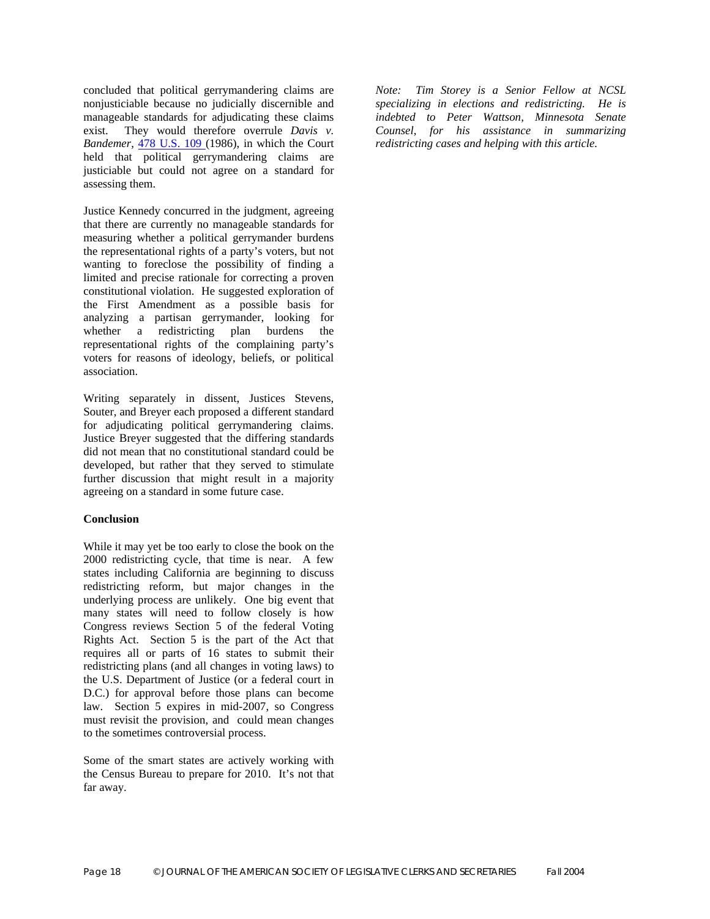concluded that political gerrymandering claims are nonjusticiable because no judicially discernible and manageable standards for adjudicating these claims exist. They would therefore overrule *Davis v. Bandemer*, 478 U.S. 109 (1986), in which the Court held that political gerrymandering claims are justiciable but could not agree on a standard for assessing them.

Justice Kennedy concurred in the judgment, agreeing that there are currently no manageable standards for measuring whether a political gerrymander burdens the representational rights of a party's voters, but not wanting to foreclose the possibility of finding a limited and precise rationale for correcting a proven constitutional violation. He suggested exploration of the First Amendment as a possible basis for analyzing a partisan gerrymander, looking for whether a redistricting plan burdens the representational rights of the complaining party's voters for reasons of ideology, beliefs, or political association.

Writing separately in dissent, Justices Stevens, Souter, and Breyer each proposed a different standard for adjudicating political gerrymandering claims. Justice Breyer suggested that the differing standards did not mean that no constitutional standard could be developed, but rather that they served to stimulate further discussion that might result in a majority agreeing on a standard in some future case.

**Conclusion**

While it may yet be too early to close the book on the 2000 redistricting cycle, that time is near. A few states including California are beginning to discuss redistricting reform, but major changes in the underlying process are unlikely. One big event that many states will need to follow closely is how Congress reviews Section 5 of the federal Voting Rights Act. Section 5 is the part of the Act that requires all or parts of 16 states to submit their redistricting plans (and all changes in voting laws) to the U.S. Department of Justice (or a federal court in D.C.) for approval before those plans can become law. Section 5 expires in mid-2007, so Congress must revisit the provision, and could mean changes to the sometimes controversial process.

Some of the smart states are actively working with the Census Bureau to prepare for 2010. It's not that far away.

*Note: Tim Storey is a Senior Fellow at NCSL specializing in elections and redistricting. He is indebted to Peter Wattson, Minnesota Senate Counsel, for his assistance in summarizing redistricting cases and helping with this article.*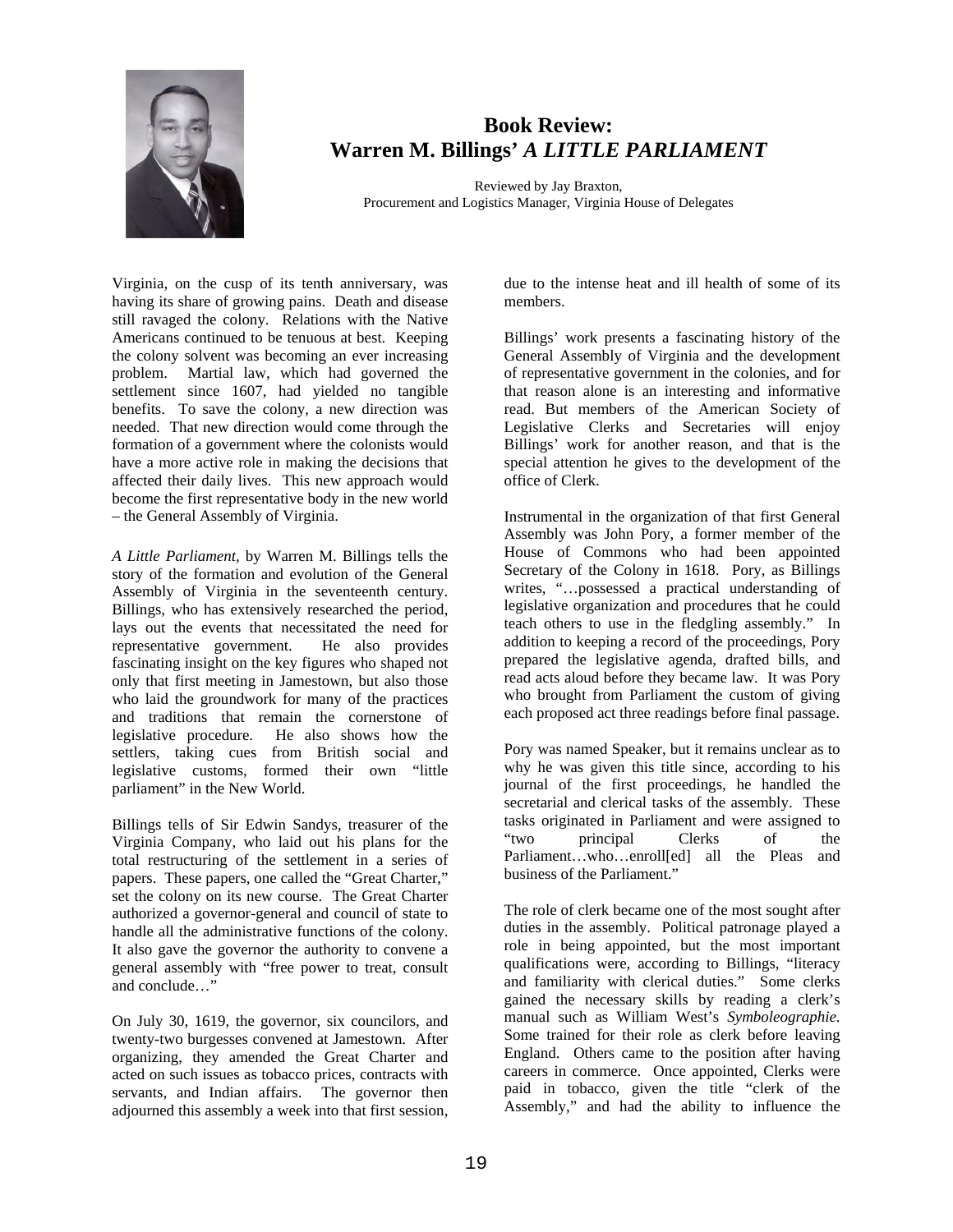## Book Review: Warren M. Billings' *A LITTLE PARLIAMENT*

Reviewed by Jay Braxton,
Procurement and Logistics Manager, Virginia House of Delegates

Virginia, on the cusp of its tenth anniversary, was having its share of growing pains. Death and disease still ravaged the colony. Relations with the Native Americans continued to be tenuous at best. Keeping the colony solvent was becoming an ever increasing problem. Martial law, which had governed the settlement since 1607, had yielded no tangible benefits. To save the colony, a new direction was needed. That new direction would come through the formation of a government where the colonists would have a more active role in making the decisions that affected their daily lives. This new approach would become the first representative body in the new world – the General Assembly of Virginia.

*A Little Parliament*, by Warren M. Billings tells the story of the formation and evolution of the General Assembly of Virginia in the seventeenth century. Billings, who has extensively researched the period, lays out the events that necessitated the need for representative government. He also provides fascinating insight on the key figures who shaped not only that first meeting in Jamestown, but also those who laid the groundwork for many of the practices and traditions that remain the cornerstone of legislative procedure. He also shows how the settlers, taking cues from British social and legislative customs, formed their own "little parliament" in the New World.

Billings tells of Sir Edwin Sandys, treasurer of the Virginia Company, who laid out his plans for the total restructuring of the settlement in a series of papers. These papers, one called the "Great Charter," set the colony on its new course. The Great Charter authorized a governor-general and council of state to handle all the administrative functions of the colony. It also gave the governor the authority to convene a general assembly with "free power to treat, consult and conclude…"

On July 30, 1619, the governor, six councilors, and twenty-two burgesses convened at Jamestown. After organizing, they amended the Great Charter and acted on such issues as tobacco prices, contracts with servants, and Indian affairs. The governor then adjourned this assembly a week into that first session, due to the intense heat and ill health of some of its members.

Billings' work presents a fascinating history of the General Assembly of Virginia and the development of representative government in the colonies, and for that reason alone is an interesting and informative read. But members of the American Society of Legislative Clerks and Secretaries will enjoy Billings' work for another reason, and that is the special attention he gives to the development of the office of Clerk.

Instrumental in the organization of that first General Assembly was John Pory, a former member of the House of Commons who had been appointed Secretary of the Colony in 1618. Pory, as Billings writes, "…possessed a practical understanding of legislative organization and procedures that he could teach others to use in the fledgling assembly." In addition to keeping a record of the proceedings, Pory prepared the legislative agenda, drafted bills, and read acts aloud before they became law. It was Pory who brought from Parliament the custom of giving each proposed act three readings before final passage.

Pory was named Speaker, but it remains unclear as to why he was given this title since, according to his journal of the first proceedings, he handled the secretarial and clerical tasks of the assembly. These tasks originated in Parliament and were assigned to "two principal Clerks of the Parliament…who…enroll[ed] all the Pleas and business of the Parliament."

The role of clerk became one of the most sought after duties in the assembly. Political patronage played a role in being appointed, but the most important qualifications were, according to Billings, "literacy and familiarity with clerical duties." Some clerks gained the necessary skills by reading a clerk's manual such as William West's *Symboleographie*. Some trained for their role as clerk before leaving England. Others came to the position after having careers in commerce. Once appointed, Clerks were paid in tobacco, given the title "clerk of the Assembly," and had the ability to influence the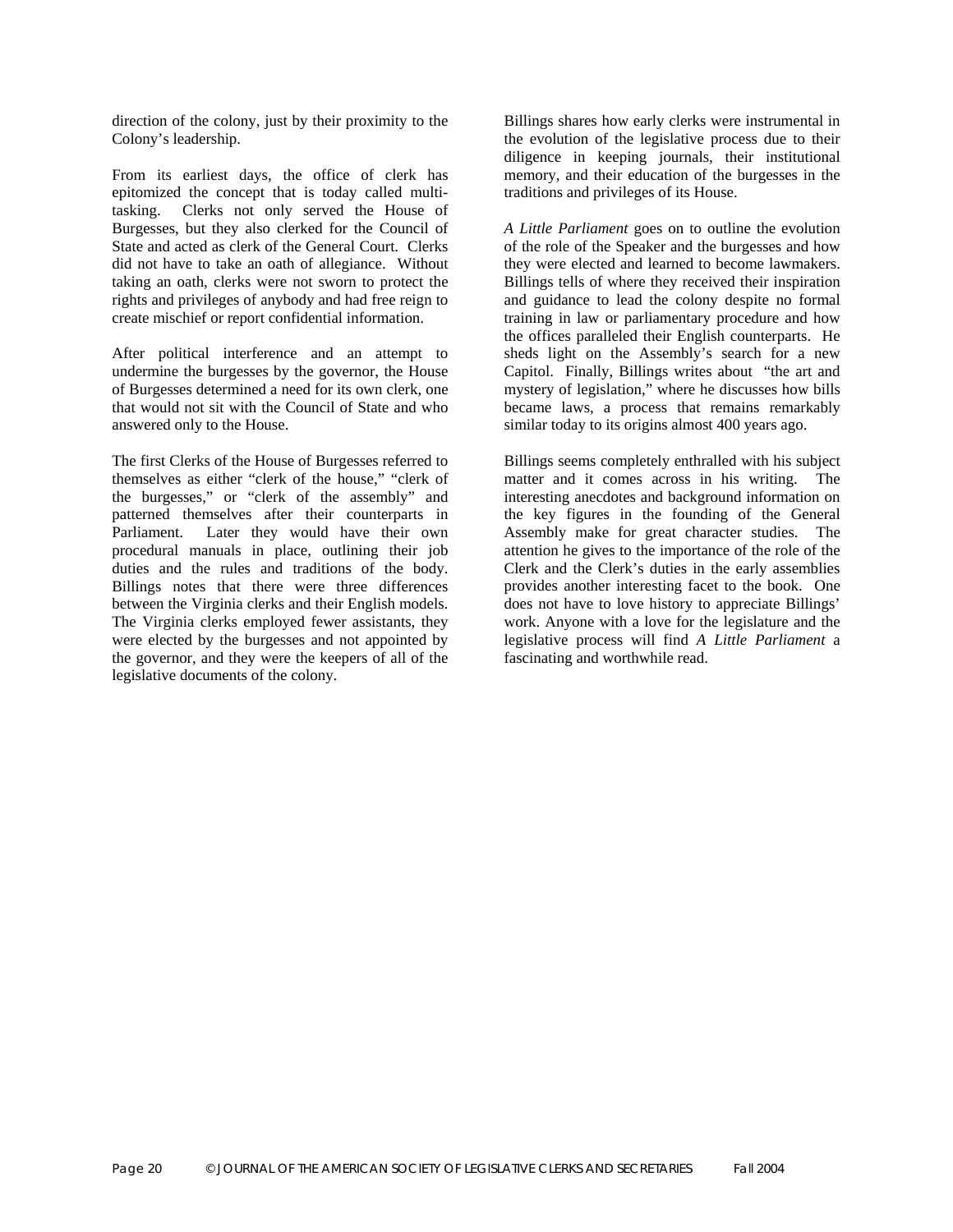direction of the colony, just by their proximity to the Colony's leadership.

From its earliest days, the office of clerk has epitomized the concept that is today called multi-tasking. Clerks not only served the House of Burgesses, but they also clerked for the Council of State and acted as clerk of the General Court. Clerks did not have to take an oath of allegiance. Without taking an oath, clerks were not sworn to protect the rights and privileges of anybody and had free reign to create mischief or report confidential information.

After political interference and an attempt to undermine the burgesses by the governor, the House of Burgesses determined a need for its own clerk, one that would not sit with the Council of State and who answered only to the House.

The first Clerks of the House of Burgesses referred to themselves as either "clerk of the house," "clerk of the burgesses," or "clerk of the assembly" and patterned themselves after their counterparts in Parliament. Later they would have their own procedural manuals in place, outlining their job duties and the rules and traditions of the body. Billings notes that there were three differences between the Virginia clerks and their English models. The Virginia clerks employed fewer assistants, they were elected by the burgesses and not appointed by the governor, and they were the keepers of all of the legislative documents of the colony.

Billings shares how early clerks were instrumental in the evolution of the legislative process due to their diligence in keeping journals, their institutional memory, and their education of the burgesses in the traditions and privileges of its House.

*A Little Parliament* goes on to outline the evolution of the role of the Speaker and the burgesses and how they were elected and learned to become lawmakers. Billings tells of where they received their inspiration and guidance to lead the colony despite no formal training in law or parliamentary procedure and how the offices paralleled their English counterparts. He sheds light on the Assembly's search for a new Capitol. Finally, Billings writes about "the art and mystery of legislation," where he discusses how bills became laws, a process that remains remarkably similar today to its origins almost 400 years ago.

Billings seems completely enthralled with his subject matter and it comes across in his writing. The interesting anecdotes and background information on the key figures in the founding of the General Assembly make for great character studies. The attention he gives to the importance of the role of the Clerk and the Clerk's duties in the early assemblies provides another interesting facet to the book. One does not have to love history to appreciate Billings' work. Anyone with a love for the legislature and the legislative process will find *A Little Parliament* a fascinating and worthwhile read.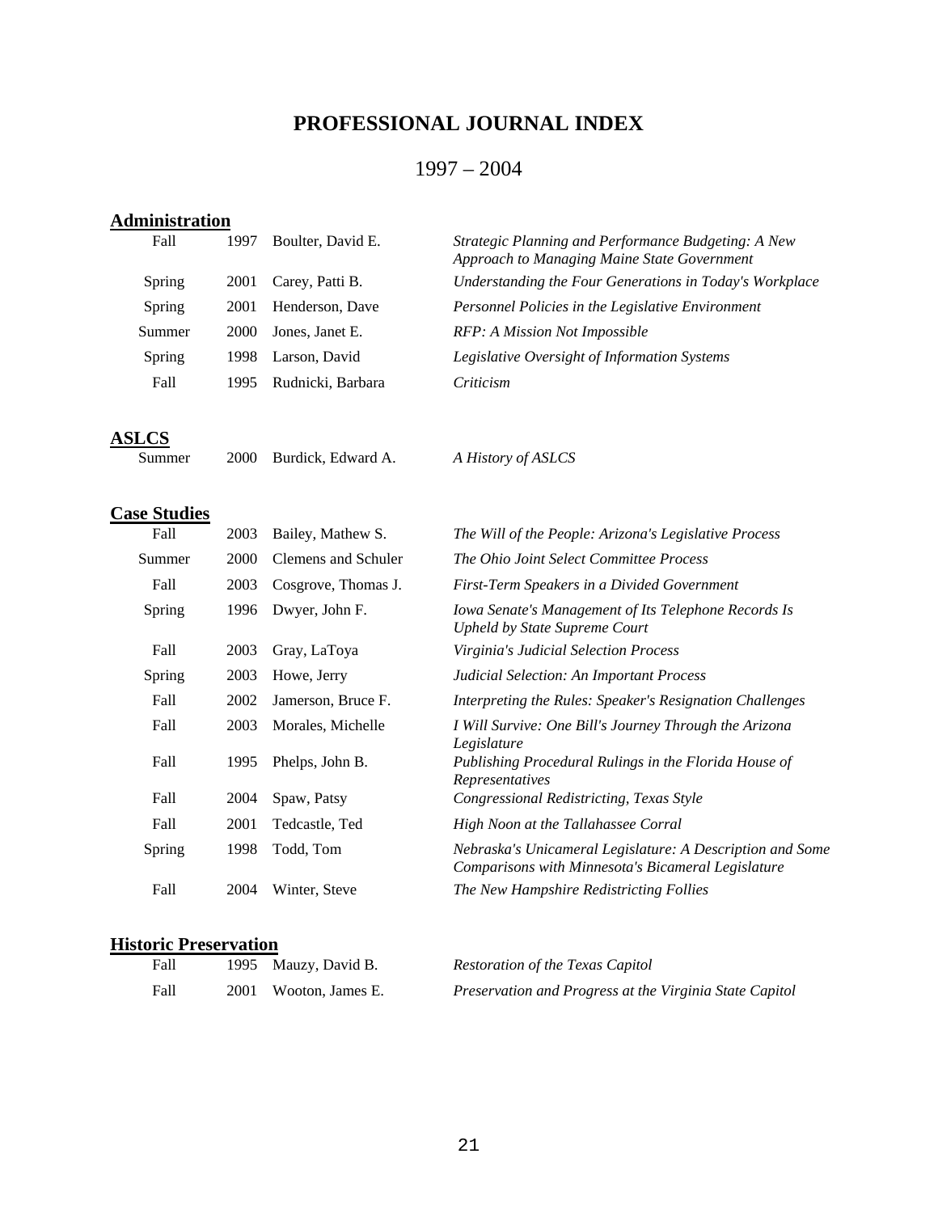# PROFESSIONAL JOURNAL INDEX

## 1997 – 2004

### Administration

| | | | |
|---|---|---|---|
| Fall | 1997 | Boulter, David E. | *Strategic Planning and Performance Budgeting: A New Approach to Managing Maine State Government* |
| Spring | 2001 | Carey, Patti B. | *Understanding the Four Generations in Today's Workplace* |
| Spring | 2001 | Henderson, Dave | *Personnel Policies in the Legislative Environment* |
| Summer | 2000 | Jones, Janet E. | *RFP: A Mission Not Impossible* |
| Spring | 1998 | Larson, David | *Legislative Oversight of Information Systems* |
| Fall | 1995 | Rudnicki, Barbara | *Criticism* |

### ASLCS

| | | | |
|---|---|---|---|
| Summer | 2000 | Burdick, Edward A. | *A History of ASLCS* |

### Case Studies

| | | | |
|---|---|---|---|
| Fall | 2003 | Bailey, Mathew S. | *The Will of the People: Arizona's Legislative Process* |
| Summer | 2000 | Clemens and Schuler | *The Ohio Joint Select Committee Process* |
| Fall | 2003 | Cosgrove, Thomas J. | *First-Term Speakers in a Divided Government* |
| Spring | 1996 | Dwyer, John F. | *Iowa Senate's Management of Its Telephone Records Is Upheld by State Supreme Court* |
| Fall | 2003 | Gray, LaToya | *Virginia's Judicial Selection Process* |
| Spring | 2003 | Howe, Jerry | *Judicial Selection: An Important Process* |
| Fall | 2002 | Jamerson, Bruce F. | *Interpreting the Rules: Speaker's Resignation Challenges* |
| Fall | 2003 | Morales, Michelle | *I Will Survive: One Bill's Journey Through the Arizona Legislature* |
| Fall | 1995 | Phelps, John B. | *Publishing Procedural Rulings in the Florida House of Representatives* |
| Fall | 2004 | Spaw, Patsy | *Congressional Redistricting, Texas Style* |
| Fall | 2001 | Tedcastle, Ted | *High Noon at the Tallahassee Corral* |
| Spring | 1998 | Todd, Tom | *Nebraska's Unicameral Legislature: A Description and Some Comparisons with Minnesota's Bicameral Legislature* |
| Fall | 2004 | Winter, Steve | *The New Hampshire Redistricting Follies* |

### Historic Preservation

| | | | |
|---|---|---|---|
| Fall | 1995 | Mauzy, David B. | *Restoration of the Texas Capitol* |
| Fall | 2001 | Wooton, James E. | *Preservation and Progress at the Virginia State Capitol* |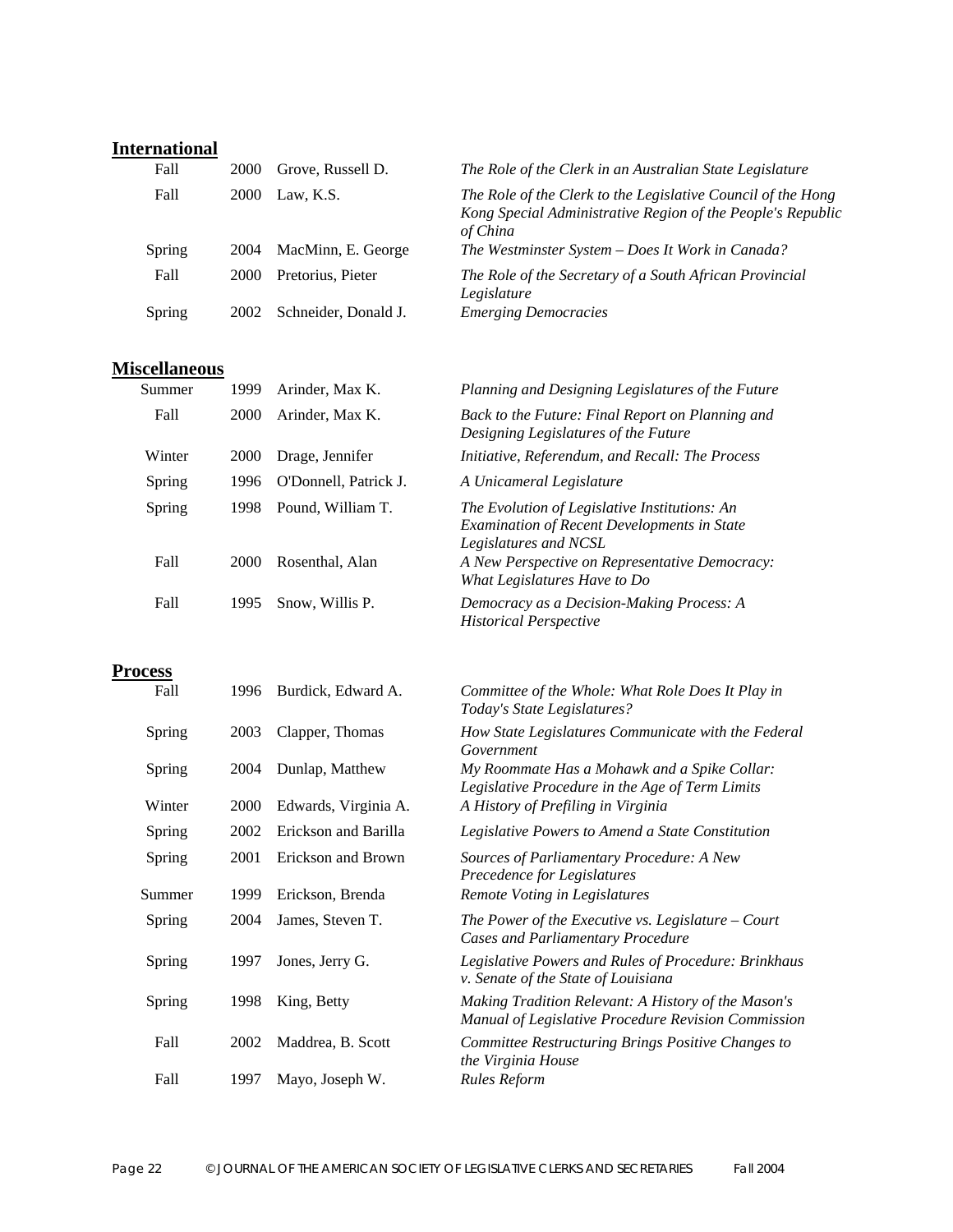## International

| | | | |
|---|---|---|---|
| Fall | 2000 | Grove, Russell D. | *The Role of the Clerk in an Australian State Legislature* |
| Fall | 2000 | Law, K.S. | *The Role of the Clerk to the Legislative Council of the Hong Kong Special Administrative Region of the People's Republic of China* |
| Spring | 2004 | MacMinn, E. George | *The Westminster System – Does It Work in Canada?* |
| Fall | 2000 | Pretorius, Pieter | *The Role of the Secretary of a South African Provincial Legislature* |
| Spring | 2002 | Schneider, Donald J. | *Emerging Democracies* |

## Miscellaneous

| | | | |
|---|---|---|---|
| Summer | 1999 | Arinder, Max K. | *Planning and Designing Legislatures of the Future* |
| Fall | 2000 | Arinder, Max K. | *Back to the Future: Final Report on Planning and Designing Legislatures of the Future* |
| Winter | 2000 | Drage, Jennifer | *Initiative, Referendum, and Recall: The Process* |
| Spring | 1996 | O'Donnell, Patrick J. | *A Unicameral Legislature* |
| Spring | 1998 | Pound, William T. | *The Evolution of Legislative Institutions: An Examination of Recent Developments in State Legislatures and NCSL* |
| Fall | 2000 | Rosenthal, Alan | *A New Perspective on Representative Democracy: What Legislatures Have to Do* |
| Fall | 1995 | Snow, Willis P. | *Democracy as a Decision-Making Process: A Historical Perspective* |

## Process

| | | | |
|---|---|---|---|
| Fall | 1996 | Burdick, Edward A. | *Committee of the Whole: What Role Does It Play in Today's State Legislatures?* |
| Spring | 2003 | Clapper, Thomas | *How State Legislatures Communicate with the Federal Government* |
| Spring | 2004 | Dunlap, Matthew | *My Roommate Has a Mohawk and a Spike Collar: Legislative Procedure in the Age of Term Limits* |
| Winter | 2000 | Edwards, Virginia A. | *A History of Prefiling in Virginia* |
| Spring | 2002 | Erickson and Barilla | *Legislative Powers to Amend a State Constitution* |
| Spring | 2001 | Erickson and Brown | *Sources of Parliamentary Procedure: A New Precedence for Legislatures* |
| Summer | 1999 | Erickson, Brenda | *Remote Voting in Legislatures* |
| Spring | 2004 | James, Steven T. | *The Power of the Executive vs. Legislature – Court Cases and Parliamentary Procedure* |
| Spring | 1997 | Jones, Jerry G. | *Legislative Powers and Rules of Procedure: Brinkhaus v. Senate of the State of Louisiana* |
| Spring | 1998 | King, Betty | *Making Tradition Relevant: A History of the Mason's Manual of Legislative Procedure Revision Commission* |
| Fall | 2002 | Maddrea, B. Scott | *Committee Restructuring Brings Positive Changes to the Virginia House* |
| Fall | 1997 | Mayo, Joseph W. | *Rules Reform* |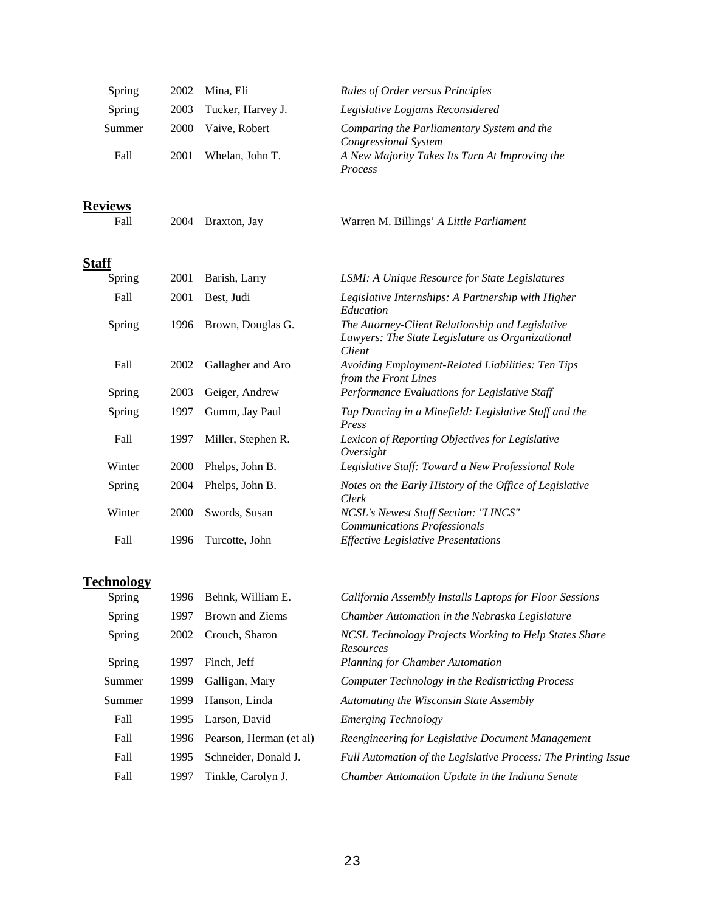| | | | |
|---|---|---|---|
| Spring | 2002 | Mina, Eli | *Rules of Order versus Principles* |
| Spring | 2003 | Tucker, Harvey J. | *Legislative Logjams Reconsidered* |
| Summer | 2000 | Vaive, Robert | *Comparing the Parliamentary System and the Congressional System* |
| Fall | 2001 | Whelan, John T. | *A New Majority Takes Its Turn At Improving the Process* |

**Reviews**

| | | | |
|---|---|---|---|
| Fall | 2004 | Braxton, Jay | Warren M. Billings' *A Little Parliament* |

**Staff**

| | | | |
|---|---|---|---|
| Spring | 2001 | Barish, Larry | *LSMI: A Unique Resource for State Legislatures* |
| Fall | 2001 | Best, Judi | *Legislative Internships: A Partnership with Higher Education* |
| Spring | 1996 | Brown, Douglas G. | *The Attorney-Client Relationship and Legislative Lawyers: The State Legislature as Organizational Client* |
| Fall | 2002 | Gallagher and Aro | *Avoiding Employment-Related Liabilities: Ten Tips from the Front Lines* |
| Spring | 2003 | Geiger, Andrew | *Performance Evaluations for Legislative Staff* |
| Spring | 1997 | Gumm, Jay Paul | *Tap Dancing in a Minefield: Legislative Staff and the Press* |
| Fall | 1997 | Miller, Stephen R. | *Lexicon of Reporting Objectives for Legislative Oversight* |
| Winter | 2000 | Phelps, John B. | *Legislative Staff: Toward a New Professional Role* |
| Spring | 2004 | Phelps, John B. | *Notes on the Early History of the Office of Legislative Clerk* |
| Winter | 2000 | Swords, Susan | *NCSL's Newest Staff Section: "LINCS" Communications Professionals* |
| Fall | 1996 | Turcotte, John | *Effective Legislative Presentations* |

**Technology**

| | | | |
|---|---|---|---|
| Spring | 1996 | Behnk, William E. | *California Assembly Installs Laptops for Floor Sessions* |
| Spring | 1997 | Brown and Ziems | *Chamber Automation in the Nebraska Legislature* |
| Spring | 2002 | Crouch, Sharon | *NCSL Technology Projects Working to Help States Share Resources* |
| Spring | 1997 | Finch, Jeff | *Planning for Chamber Automation* |
| Summer | 1999 | Galligan, Mary | *Computer Technology in the Redistricting Process* |
| Summer | 1999 | Hanson, Linda | *Automating the Wisconsin State Assembly* |
| Fall | 1995 | Larson, David | *Emerging Technology* |
| Fall | 1996 | Pearson, Herman (et al) | *Reengineering for Legislative Document Management* |
| Fall | 1995 | Schneider, Donald J. | *Full Automation of the Legislative Process: The Printing Issue* |
| Fall | 1997 | Tinkle, Carolyn J. | *Chamber Automation Update in the Indiana Senate* |